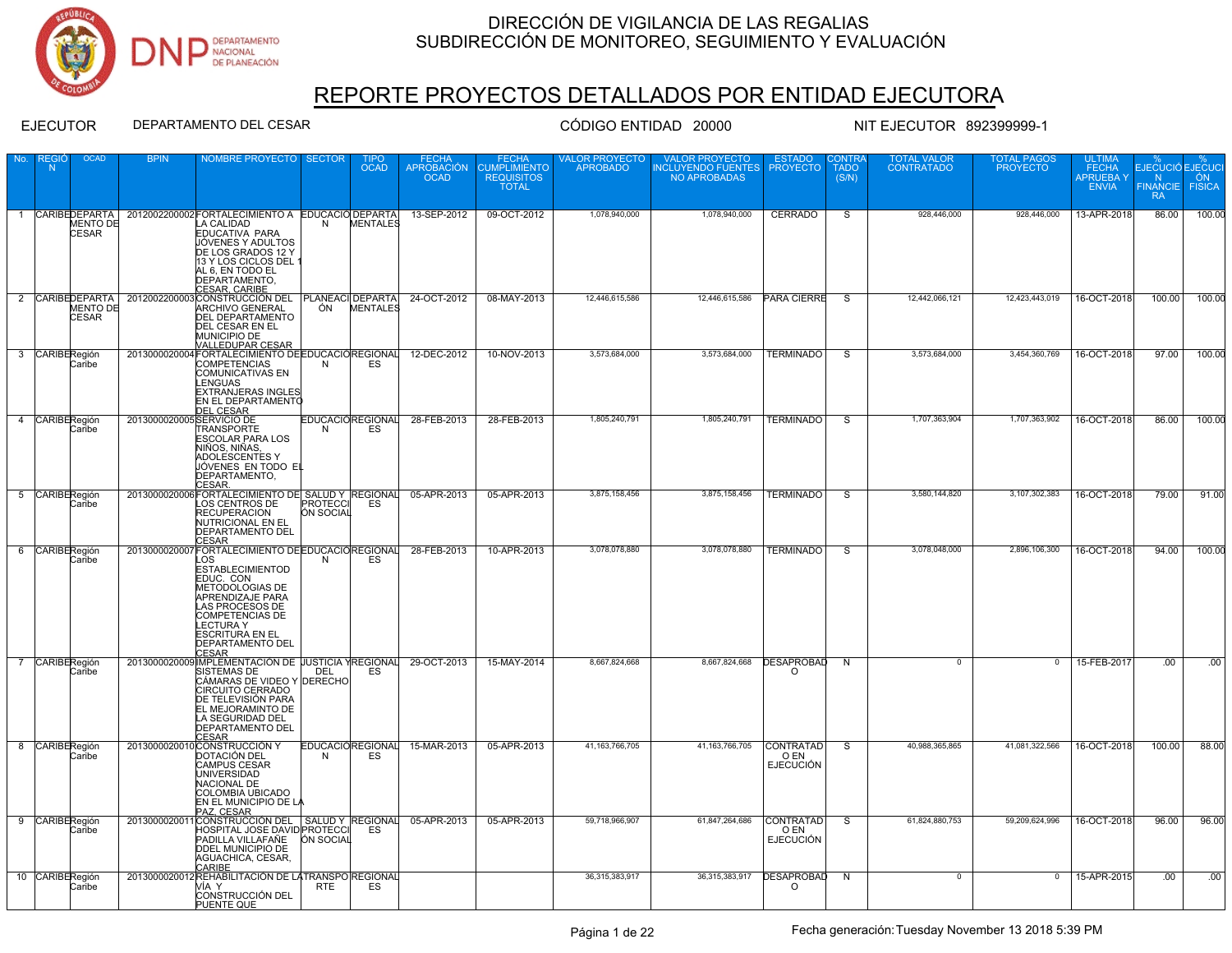DIRECCIÓN DE VIGILANCIA DE LAS REGALIAS
SUBDIRECCIÓN DE MONITOREO, SEGUIMIENTO Y EVALUACIÓN

# REPORTE PROYECTOS DETALLADOS POR ENTIDAD EJECUTORA

EJECUTOR DEPARTAMENTO DEL CESAR | CÓDIGO ENTIDAD 20000 | NIT EJECUTOR 892399999-1

| No. | REGIÓN | OCAD | BPIN | NOMBRE PROYECTO | SECTOR | TIPO OCAD | FECHA APROBACIÓN OCAD | FECHA CUMPLIMIENTO REQUISITOS TOTAL | VALOR PROYECTO APROBADO | VALOR PROYECTO INCLUYENDO FUENTES NO APROBADAS | ESTADO PROYECTO | CONTRATADO (S/N) | TOTAL VALOR CONTRATADO | TOTAL PAGOS PROYECTO | ULTIMA FECHA APRUEBA Y ENVIA | % EJECUCIÓN FINANCIERA | % EJECUCIÓN FISICA |
|---|---|---|---|---|---|---|---|---|---|---|---|---|---|---|---|---|---|
| 1 | CARIBE | DEPARTAMENTO DE CESAR | 2012002200002 | FORTALECIMIENTO A LA CALIDAD EDUCATIVA PARA JÓVENES Y ADULTOS DE LOS GRADOS 12 Y 13 Y LOS CICLOS DEL 1 AL 6, EN TODO EL DEPARTAMENTO, CESAR, CARIBE | EDUCACIÓN | DEPARTAMENTALES | 13-SEP-2012 | 09-OCT-2012 | 1,078,940,000 | 1,078,940,000 | CERRADO | S | 928,446,000 | 928,446,000 | 13-APR-2018 | 86.00 | 100.00 |
| 2 | CARIBE | DEPARTAMENTO DE CESAR | 2012002200003 | CONSTRUCCIÓN DEL ARCHIVO GENERAL DEL DEPARTAMENTO DEL CESAR EN EL MUNICIPIO DE VALLEDUPAR CESAR | PLANEACIÓN | DEPARTAMENTALES | 24-OCT-2012 | 08-MAY-2013 | 12,446,615,586 | 12,446,615,586 | PARA CIERRE | S | 12,442,066,121 | 12,423,443,019 | 16-OCT-2018 | 100.00 | 100.00 |
| 3 | CARIBE | Región Caribe | 2013000020004 | FORTALECIMIENTO DE COMPETENCIAS COMUNICATIVAS EN LENGUAS EXTRANJERAS INGLES EN EL DEPARTAMENTO DEL CESAR | EDUCACIÓN | REGIONALES | 12-DEC-2012 | 10-NOV-2013 | 3,573,684,000 | 3,573,684,000 | TERMINADO | S | 3,573,684,000 | 3,454,360,769 | 16-OCT-2018 | 97.00 | 100.00 |
| 4 | CARIBE | Región Caribe | 2013000020005 | SERVICIO DE TRANSPORTE ESCOLAR PARA LOS NIÑOS, NIÑAS, ADOLESCENTES Y JÓVENES EN TODO EL DEPARTAMENTO, CESAR. | EDUCACIÓN | REGIONALES | 28-FEB-2013 | 28-FEB-2013 | 1,805,240,791 | 1,805,240,791 | TERMINADO | S | 1,707,363,904 | 1,707,363,902 | 16-OCT-2018 | 86.00 | 100.00 |
| 5 | CARIBE | Región Caribe | 2013000020006 | FORTALECIMIENTO DE LOS CENTROS DE RECUPERACION NUTRICIONAL EN EL DEPARTAMENTO DEL CESAR | SALUD Y PROTECCIÓN SOCIAL | REGIONALES | 05-APR-2013 | 05-APR-2013 | 3,875,158,456 | 3,875,158,456 | TERMINADO | S | 3,580,144,820 | 3,107,302,383 | 16-OCT-2018 | 79.00 | 91.00 |
| 6 | CARIBE | Región Caribe | 2013000020007 | FORTALECIMIENTO DE LOS ESTABLECIMIENTOD EDUC. CON METODOLOGIAS DE APRENDIZAJE PARA LAS PROCESOS DE COMPETENCIAS DE LECTURA Y ESCRITURA EN EL DEPARTAMENTO DEL CESAR | EDUCACIÓN | REGIONALES | 28-FEB-2013 | 10-APR-2013 | 3,078,078,880 | 3,078,078,880 | TERMINADO | S | 3,078,048,000 | 2,896,106,300 | 16-OCT-2018 | 94.00 | 100.00 |
| 7 | CARIBE | Región Caribe | 2013000020009 | IMPLEMENTACIÓN DE SISTEMAS DE CÁMARAS DE VIDEO Y CIRCUITO CERRADO DE TELEVISIÓN PARA EL MEJORAMINTO DE LA SEGURIDAD DEL DEPARTAMENTO DEL CESAR | JUSTICIA Y DEL DERECHO | REGIONALES | 29-OCT-2013 | 15-MAY-2014 | 8,667,824,668 | 8,667,824,668 | DESAPROBADO | N | 0 | 0 | 15-FEB-2017 | .00 | .00 |
| 8 | CARIBE | Región Caribe | 2013000020010 | CONSTRUCCIÓN Y DOTACIÓN DEL CAMPUS CESAR UNIVERSIDAD NACIONAL DE COLOMBIA UBICADO EN EL MUNICIPIO DE LA PAZ, CESAR | EDUCACIÓN | REGIONALES | 15-MAR-2013 | 05-APR-2013 | 41,163,766,705 | 41,163,766,705 | CONTRATADO O EN EJECUCIÓN | S | 40,988,365,865 | 41,081,322,566 | 16-OCT-2018 | 100.00 | 88.00 |
| 9 | CARIBE | Región Caribe | 2013000020011 | CONSTRUCCIÓN DEL HOSPITAL JOSE DAVID PADILLA VILLAFAÑE DDEL MUNICIPIO DE AGUACHICA, CESAR, CARIBE | SALUD Y PROTECCIÓN SOCIAL | REGIONALES | 05-APR-2013 | 05-APR-2013 | 59,718,966,907 | 61,847,264,686 | CONTRATADO O EN EJECUCIÓN | S | 61,824,880,753 | 59,209,624,996 | 16-OCT-2018 | 96.00 | 96.00 |
| 10 | CARIBE | Región Caribe | 2013000020012 | REHABILITACIÓN DE LA VÍA Y CONSTRUCCIÓN DEL PUENTE QUE | TRANSPORTE | REGIONALES | | | 36,315,383,917 | 36,315,383,917 | DESAPROBADO | N | 0 | 0 | 15-APR-2015 | .00 | .00 |

Fecha generación: Tuesday November 13 2018 5:39 PM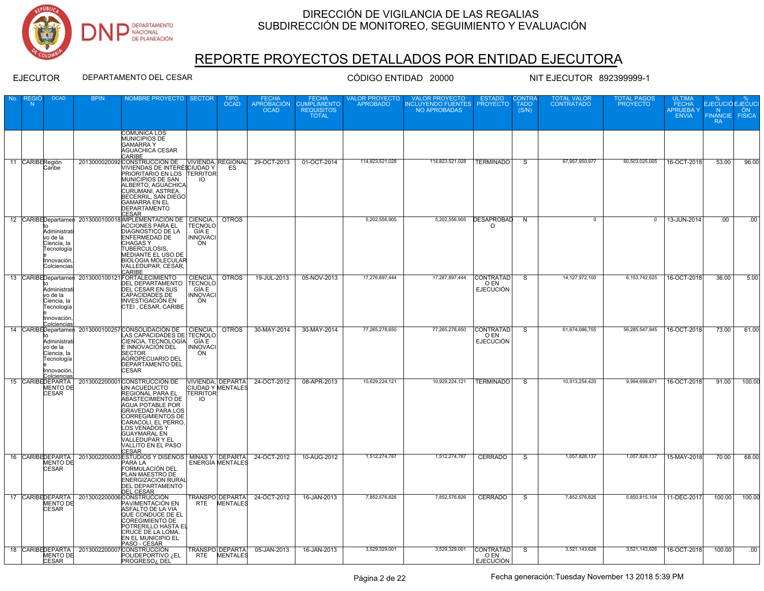DIRECCIÓN DE VIGILANCIA DE LAS REGALIAS
SUBDIRECCIÓN DE MONITOREO, SEGUIMIENTO Y EVALUACIÓN

# REPORTE PROYECTOS DETALLADOS POR ENTIDAD EJECUTORA

EJECUTOR DEPARTAMENTO DEL CESAR CÓDIGO ENTIDAD 20000 NIT EJECUTOR 892399999-1

| No. | REGIÓN | OCAD | BPIN | NOMBRE PROYECTO | SECTOR | TIPO OCAD | FECHA APROBACIÓN OCAD | FECHA CUMPLIMIENTO REQUISITOS TOTAL | VALOR PROYECTO APROBADO | VALOR PROYECTO INCLUYENDO FUENTES NO APROBADAS | ESTADO PROYECTO | CONTRATADO (S/N) | TOTAL VALOR CONTRATADO | TOTAL PAGOS PROYECTO | ULTIMA FECHA APRUEBA Y ENVIA | % EJECUCIÓN FINANCIERA | % EJECUCIÓN FISICA |
|---|---|---|---|---|---|---|---|---|---|---|---|---|---|---|---|---|---|
| | | | | COMUNICA LOS MUNICIPIOS DE GAMARRA Y AGUACHICA CESAR CARIBE | | | | | | | | | | | | | |
| 11 | CARIBE | Región Caribe | 2013000020092 | CONSTRUCCIÓN DE VIVIENDAS DE INTERÉS PRIORITARIO EN LOS MUNICIPIOS DE SAN ALBERTO, AGUACHICA, CURUMANI, ASTREA, BECERRIL, SAN DIEGO GAMARRA EN EL DEPARTAMENTO CESAR | VIVIENDA, CIUDAD Y TERRITORIO | REGIONALES | 29-OCT-2013 | 01-OCT-2014 | 114,823,521,028 | 114,823,521,028 | TERMINADO | S | 67,957,950,977 | 60,503,025,005 | 16-OCT-2018 | 53.00 | 96.00 |
| 12 | CARIBE | Departamento Administrativo de la Ciencia, la Tecnología e Innovación, Colciencias | 2013000100018 | IMPLEMENTACIÓN DE ACCIONES PARA EL DIAGNOSTICO DE LA ENFERMEDAD DE CHAGAS Y TUBERCULOSIS, MEDIANTE EL USO DE BIOLOGIA MOLECULAR VALLEDUPAR, CESAR, CARIBE | CIENCIA, TECNOLOGÍA E INNOVACIÓN | OTROS | | | 5,202,556,905 | 5,202,556,905 | DESAPROBADO | N | 0 | 0 | 13-JUN-2014 | .00 | .00 |
| 13 | CARIBE | Departamento Administrativo de la Ciencia, la Tecnología e Innovación, Colciencias | 2013000100121 | FORTALECIMIENTO DEL DEPARTAMENTO DEL CESAR EN SUS CAPACIDADES DE INVESTIGACIÓN EN CTEI , CESAR, CARIBE | CIENCIA, TECNOLOGÍA E INNOVACIÓN | OTROS | 19-JUL-2013 | 05-NOV-2013 | 17,276,897,444 | 17,287,897,444 | CONTRATADO EN EJECUCIÓN | S | 14,127,972,100 | 6,153,742,625 | 16-OCT-2018 | 36.00 | 5.00 |
| 14 | CARIBE | Departamento Administrativo de la Ciencia, la Tecnología e Innovación, Colciencias | 2013000100257 | CONSOLIDACIÓN DE LAS CAPACIDADES DE CIENCIA, TECNOLOGÍA E INNOVACIÓN DEL SECTOR AGROPECUARIO DEL DEPARTAMENTO DEL CESAR | CIENCIA, TECNOLOGÍA E INNOVACIÓN | OTROS | 30-MAY-2014 | 30-MAY-2014 | 77,265,278,650 | 77,265,278,650 | CONTRATADO EN EJECUCIÓN | S | 61,674,086,755 | 56,285,547,945 | 16-OCT-2018 | 73.00 | 61.00 |
| 15 | CARIBE | DEPARTAMENTO DE CESAR | 2013002200001 | CONSTRUCCIÓN DE UN ACUEDUCTO REGIONAL PARA EL ABASTECIMIENTO DE AGUA POTABLE POR GRAVEDAD PARA LOS CORREGIMIENTOS DE CARACOLI, EL PERRO, LOS VENADOS Y GUAYMARAL EN VALLEDUPAR Y EL VALLITO EN EL PASO CESAR | VIVIENDA, CIUDAD Y TERRITORIO | DEPARTAMENTALES | 24-OCT-2012 | 08-APR-2013 | 10,629,224,121 | 10,929,224,121 | TERMINADO | S | 10,913,254,420 | 9,994,699,871 | 16-OCT-2018 | 91.00 | 100.00 |
| 16 | CARIBE | DEPARTAMENTO DE CESAR | 2013002200003 | ESTUDIOS Y DISEÑOS PARA LA FORMULACIÓN DEL PLAN MAESTRO DE ENERGIZACION RURAL DEL DEPARTAMENTO DEL CESAR | MINAS Y ENERGÍA | DEPARTAMENTALES | 24-OCT-2012 | 10-AUG-2012 | 1,512,274,787 | 1,512,274,787 | CERRADO | S | 1,057,828,137 | 1,057,828,137 | 15-MAY-2018 | 70.00 | 68.00 |
| 17 | CARIBE | DEPARTAMENTO DE CESAR | 2013002200006 | CONSTRUCCIÓN PAVIMENTACIÓN EN ASFALTO DE LA VIA QUE CONDUCE DE EL COREGIMIENTO DE POTRERILLO HASTA EL CRUCE DE LA LOMA, EN EL MUNICIPIO EL PASO - CESAR | TRANSPORTE | DEPARTAMENTALES | 24-OCT-2012 | 16-JAN-2013 | 7,852,576,826 | 7,852,576,826 | CERRADO | S | 7,852,576,826 | 5,850,815,104 | 11-DEC-2017 | 100.00 | 100.00 |
| 18 | CARIBE | DEPARTAMENTO DE CESAR | 2013002200007 | CONSTRUCCIÓN POLIDEPORTIVO ¿EL PROGRESO¿ DEL | TRANSPORTE | DEPARTAMENTALES | 05-JAN-2013 | 16-JAN-2013 | 3,529,329,001 | 3,529,329,001 | CONTRATADO EN EJECUCIÓN | S | 3,521,143,626 | 3,521,143,626 | 16-OCT-2018 | 100.00 | .00 |

Fecha generación: Tuesday November 13 2018 5:39 PM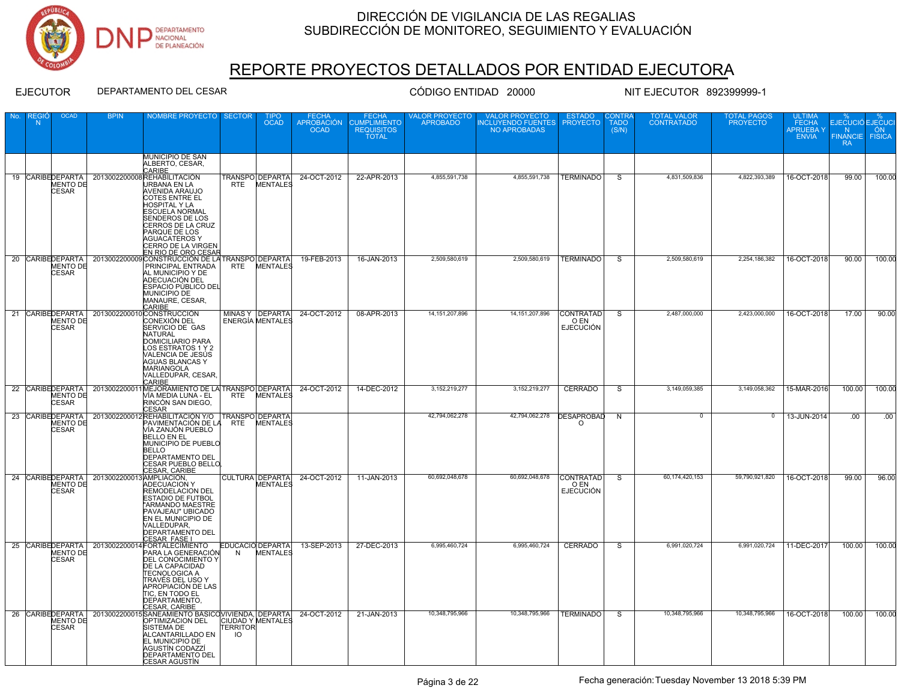# DIRECCIÓN DE VIGILANCIA DE LAS REGALIAS
## SUBDIRECCIÓN DE MONITOREO, SEGUIMIENTO Y EVALUACIÓN

# REPORTE PROYECTOS DETALLADOS POR ENTIDAD EJECUTORA

EJECUTOR DEPARTAMENTO DEL CESAR CÓDIGO ENTIDAD 20000 NIT EJECUTOR 892399999-1

| No. | REGIÓN | OCAD | BPIN | NOMBRE PROYECTO | SECTOR | TIPO OCAD | FECHA APROBACIÓN OCAD | FECHA CUMPLIMIENTO REQUISITOS TOTAL | VALOR PROYECTO APROBADO | VALOR PROYECTO INCLUYENDO FUENTES NO APROBADAS | ESTADO PROYECTO | CONTRATADO (S/N) | TOTAL VALOR CONTRATADO | TOTAL PAGOS PROYECTO | ULTIMA FECHA APRUEBA Y ENVIA | % EJECUCIÓN FINANCIERA | % EJECUCIÓN FISICA |
|---|---|---|---|---|---|---|---|---|---|---|---|---|---|---|---|---|---|
| | | | | MUNICIPIO DE SAN ALBERTO, CESAR, CARIBE | | | | | | | | | | | | | |
| 19 | CARIBE | DEPARTAMENTO DE CESAR | 2013002200008 | REHABILITACIÓN URBANA EN LA AVENIDA ARAUJO COTES ENTRE EL HOSPITAL Y LA ESCUELA NORMAL SENDEROS DE LOS CERROS DE LA CRUZ PARQUE DE LOS AGUACATEROS Y CERRO DE LA VIRGEN EN RIO DE ORO CESAR | TRANSPORTE | DEPARTAMENTALES | 24-OCT-2012 | 22-APR-2013 | 4,855,591,738 | 4,855,591,738 | TERMINADO | S | 4,831,509,836 | 4,822,393,389 | 16-OCT-2018 | 99.00 | 100.00 |
| 20 | CARIBE | DEPARTAMENTO DE CESAR | 2013002200009 | CONSTRUCCIÓN DE LA PRINCIPAL ENTRADA AL MUNICIPIO Y DE ADECUACIÓN DEL ESPACIO PÚBLICO DEL MUNICIPIO DE MANAURE, CESAR, CARIBE | TRANSPORTE | DEPARTAMENTALES | 19-FEB-2013 | 16-JAN-2013 | 2,509,580,619 | 2,509,580,619 | TERMINADO | S | 2,509,580,619 | 2,254,186,382 | 16-OCT-2018 | 90.00 | 100.00 |
| 21 | CARIBE | DEPARTAMENTO DE CESAR | 2013002200010 | CONSTRUCCIÓN CONEXIÓN DEL SERVICIO DE GAS NATURAL DOMICILIARIO PARA LOS ESTRATOS 1 Y 2 VALENCIA DE JESÚS AGUAS BLANCAS Y MARIANGOLA VALLEDUPAR, CESAR, CARIBE | MINAS Y ENERGÍA | DEPARTAMENTALES | 24-OCT-2012 | 08-APR-2013 | 14,151,207,896 | 14,151,207,896 | CONTRATADO EN EJECUCIÓN | S | 2,487,000,000 | 2,423,000,000 | 16-OCT-2018 | 17.00 | 90.00 |
| 22 | CARIBE | DEPARTAMENTO DE CESAR | 2013002200011 | MEJORAMIENTO DE LA VÍA MEDIA LUNA - EL RINCÓN SAN DIEGO, CESAR | TRANSPORTE | DEPARTAMENTALES | 24-OCT-2012 | 14-DEC-2012 | 3,152,219,277 | 3,152,219,277 | CERRADO | S | 3,149,059,385 | 3,149,058,362 | 15-MAR-2016 | 100.00 | 100.00 |
| 23 | CARIBE | DEPARTAMENTO DE CESAR | 2013002200012 | REHABILITACIÓN Y/O PAVIMENTACIÓN DE LA VÍA ZANJÓN PUEBLO BELLO EN EL MUNICIPIO DE PUEBLO BELLO DEPARTAMENTO DEL CESAR PUEBLO BELLO, CESAR, CARIBE | TRANSPORTE | DEPARTAMENTALES | | | 42,794,062,278 | 42,794,062,278 | DESAPROBADO | N | 0 | 0 | 13-JUN-2014 | .00 | .00 |
| 24 | CARIBE | DEPARTAMENTO DE CESAR | 2013002200013 | AMPLIACIÓN, ADECUACION Y REMODELACION DEL ESTADIO DE FUTBOL "ARMANDO MAESTRE PAVAJEAU" UBICADO EN EL MUNICIPIO DE VALLEDUPAR, DEPARTAMENTO DEL CESAR FASE I | CULTURA | DEPARTAMENTALES | 24-OCT-2012 | 11-JAN-2013 | 60,692,048,678 | 60,692,048,678 | CONTRATADO EN EJECUCIÓN | S | 60,174,420,153 | 59,790,921,820 | 16-OCT-2018 | 99.00 | 96.00 |
| 25 | CARIBE | DEPARTAMENTO DE CESAR | 2013002200014 | FORTALECIMIENTO PARA LA GENERACIÓN DEL CONOCIMIENTO Y DE LA CAPACIDAD TECNOLOGICA A TRAVÉS DEL USO Y APROPIACIÓN DE LAS TIC, EN TODO EL DEPARTAMENTO, CESAR, CARIBE | EDUCACIÓN | DEPARTAMENTALES | 13-SEP-2013 | 27-DEC-2013 | 6,995,460,724 | 6,995,460,724 | CERRADO | S | 6,991,020,724 | 6,991,020,724 | 11-DEC-2017 | 100.00 | 100.00 |
| 26 | CARIBE | DEPARTAMENTO DE CESAR | 2013002200015 | SANEAMIENTO BASICO OPTIMIZACION DEL SISTEMA DE ALCANTARILLADO EN EL MUNICIPIO DE AGUSTÍN CODAZZÍ DEPARTAMENTO DEL CESAR AGUSTÍN | VIVIENDA, CIUDAD Y TERRITORIO | DEPARTAMENTALES | 24-OCT-2012 | 21-JAN-2013 | 10,348,795,966 | 10,348,795,966 | TERMINADO | S | 10,348,795,966 | 10,348,795,966 | 16-OCT-2018 | 100.00 | 100.00 |

Fecha generación: Tuesday November 13 2018 5:39 PM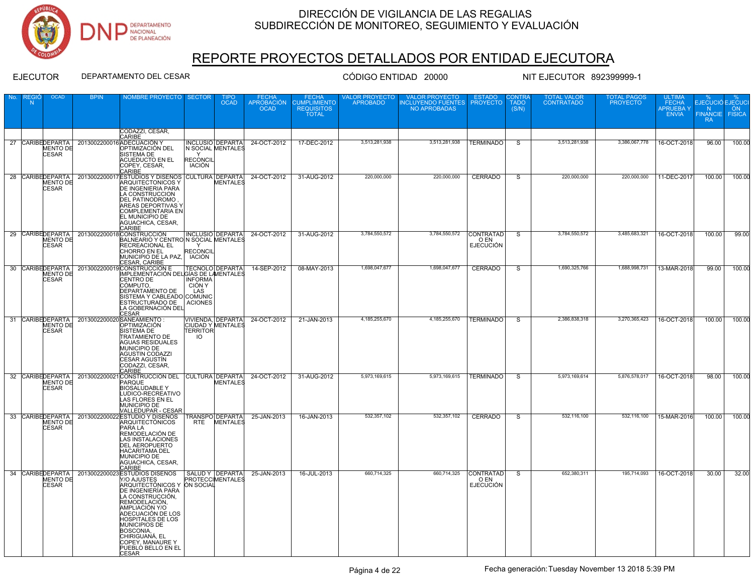# DIRECCIÓN DE VIGILANCIA DE LAS REGALIAS
## SUBDIRECCIÓN DE MONITOREO, SEGUIMIENTO Y EVALUACIÓN

# REPORTE PROYECTOS DETALLADOS POR ENTIDAD EJECUTORA

EJECUTOR DEPARTAMENTO DEL CESAR CÓDIGO ENTIDAD 20000 NIT EJECUTOR 892399999-1

| No. | REGIÓN | OCAD | BPIN | NOMBRE PROYECTO | SECTOR | TIPO OCAD | FECHA APROBACIÓN OCAD | FECHA CUMPLIMIENTO REQUISITOS TOTAL | VALOR PROYECTO APROBADO | VALOR PROYECTO INCLUYENDO FUENTES NO APROBADAS | ESTADO PROYECTO | CONTRATADO (S/N) | TOTAL VALOR CONTRATADO | TOTAL PAGOS PROYECTO | ULTIMA FECHA APRUEBA Y ENVIA | % EJECUCIÓN FINANCIERA | % EJECUCIÓN FISICA |
|---|---|---|---|---|---|---|---|---|---|---|---|---|---|---|---|---|---|
| | | | | CODAZZI, CESAR, CARIBE | | | | | | | | | | | | | |
| 27 | CARIBE | DEPARTAMENTO DE CESAR | 2013002200016 | ADECUACIÓN Y OPTIMIZACIÓN DEL SISTEMA DE ACUEDUCTO EN EL COPEY, CESAR, CARIBE | INCLUSIÓN SOCIAL Y RECONCILIACIÓN | DEPARTAMENTALES | 24-OCT-2012 | 17-DEC-2012 | 3,513,281,938 | 3,513,281,938 | TERMINADO | S | 3,513,281,938 | 3,386,067,778 | 16-OCT-2018 | 96.00 | 100.00 |
| 28 | CARIBE | DEPARTAMENTO DE CESAR | 2013002200017 | ESTUDIOS Y DISEÑOS ARQUITECTONICOS Y DE INGENIERIA PARA LA CONSTRUCCION DEL PATINODROMO , AREAS DEPORTIVAS Y COMPLEMENTARIA EN EL MUNICIPIO DE AGUACHICA, CESAR, CARIBE | CULTURA | DEPARTAMENTALES | 24-OCT-2012 | 31-AUG-2012 | 220,000,000 | 220,000,000 | CERRADO | S | 220,000,000 | 220,000,000 | 11-DEC-2017 | 100.00 | 100.00 |
| 29 | CARIBE | DEPARTAMENTO DE CESAR | 2013002200018 | CONSTRUCCIÓN BALNEARIO Y CENTRO RECREACIONAL EL CHORRO EN EL MUNICIPIO DE LA PAZ, CESAR, CARIBE | INCLUSIÓN SOCIAL Y RECONCILIACIÓN | DEPARTAMENTALES | 24-OCT-2012 | 31-AUG-2012 | 3,784,550,572 | 3,784,550,572 | CONTRATADO EN EJECUCIÓN | S | 3,784,550,572 | 3,485,683,321 | 16-OCT-2018 | 100.00 | 99.00 |
| 30 | CARIBE | DEPARTAMENTO DE CESAR | 2013002200019 | CONSTRUCCIÓN E IMPLEMENTACIÓN DEL CENTRO DE CÓMPUTO, DEPARTAMENTO DE SISTEMA Y CABLEADO ESTRUCTURADO DE LA GOBERNACIÓN DEL CESAR | TECNOLOGÍAS DE LA INFORMACIÓN Y LAS COMUNICACIONES | DEPARTAMENTALES | 14-SEP-2012 | 08-MAY-2013 | 1,698,047,677 | 1,698,047,677 | CERRADO | S | 1,690,325,766 | 1,688,998,731 | 13-MAR-2018 | 99.00 | 100.00 |
| 31 | CARIBE | DEPARTAMENTO DE CESAR | 2013002200020 | SANEAMIENTO : OPTIMIZACIÓN SISTEMA DE TRATAMIENTO DE AGUAS RESIDUALES MUNICIPIO DE AGUSTIN CODAZZI CESAR AGUSTIN CODAZZI, CESAR, CARIBE | VIVIENDA, CIUDAD Y TERRITORIO | DEPARTAMENTALES | 24-OCT-2012 | 21-JAN-2013 | 4,185,255,670 | 4,185,255,670 | TERMINADO | S | 2,386,838,318 | 3,270,365,423 | 16-OCT-2018 | 100.00 | 100.00 |
| 32 | CARIBE | DEPARTAMENTO DE CESAR | 2013002200021 | CONSTRUCCIÓN DEL PARQUE BIOSALUDABLE Y LUDICO-RECREATIVO LAS FLORES EN EL MUNICIPIO DE VALLEDUPAR - CESAR | CULTURA | DEPARTAMENTALES | 24-OCT-2012 | 31-AUG-2012 | 5,973,169,615 | 5,973,169,615 | TERMINADO | S | 5,973,169,614 | 5,876,578,017 | 16-OCT-2018 | 98.00 | 100.00 |
| 33 | CARIBE | DEPARTAMENTO DE CESAR | 2013002200022 | ESTUDIO Y DISEÑOS ARQUITECTÓNICOS PARA LA REMODELACIÓN DE LAS INSTALACIONES DEL AEROPUERTO HACARITAMA DEL MUNICIPIO DE AGUACHICA, CESAR, CARIBE | TRANSPORTE | DEPARTAMENTALES | 25-JAN-2013 | 16-JAN-2013 | 532,357,102 | 532,357,102 | CERRADO | S | 532,116,100 | 532,116,100 | 15-MAR-2016 | 100.00 | 100.00 |
| 34 | CARIBE | DEPARTAMENTO DE CESAR | 2013002200023 | ESTUDIOS DISEÑOS Y/O AJUSTES ARQUITECTÓNICOS Y DE INGENIERÍA PARA LA CONSTRUCCIÓN, REMODELACIÓN, AMPLIACIÓN Y/O ADECUACIÓN DE LOS HOSPITALES DE LOS MUNICIPIOS DE BOSCONIA, CHIRIGUANÁ, EL COPEY, MANAURE Y PUEBLO BELLO EN EL CESAR | SALUD Y PROTECCIÓN SOCIAL | DEPARTAMENTALES | 25-JAN-2013 | 16-JUL-2013 | 660,714,325 | 660,714,325 | CONTRATADO EN EJECUCIÓN | S | 652,380,311 | 195,714,093 | 16-OCT-2018 | 30.00 | 32.00 |

Fecha generación: Tuesday November 13 2018 5:39 PM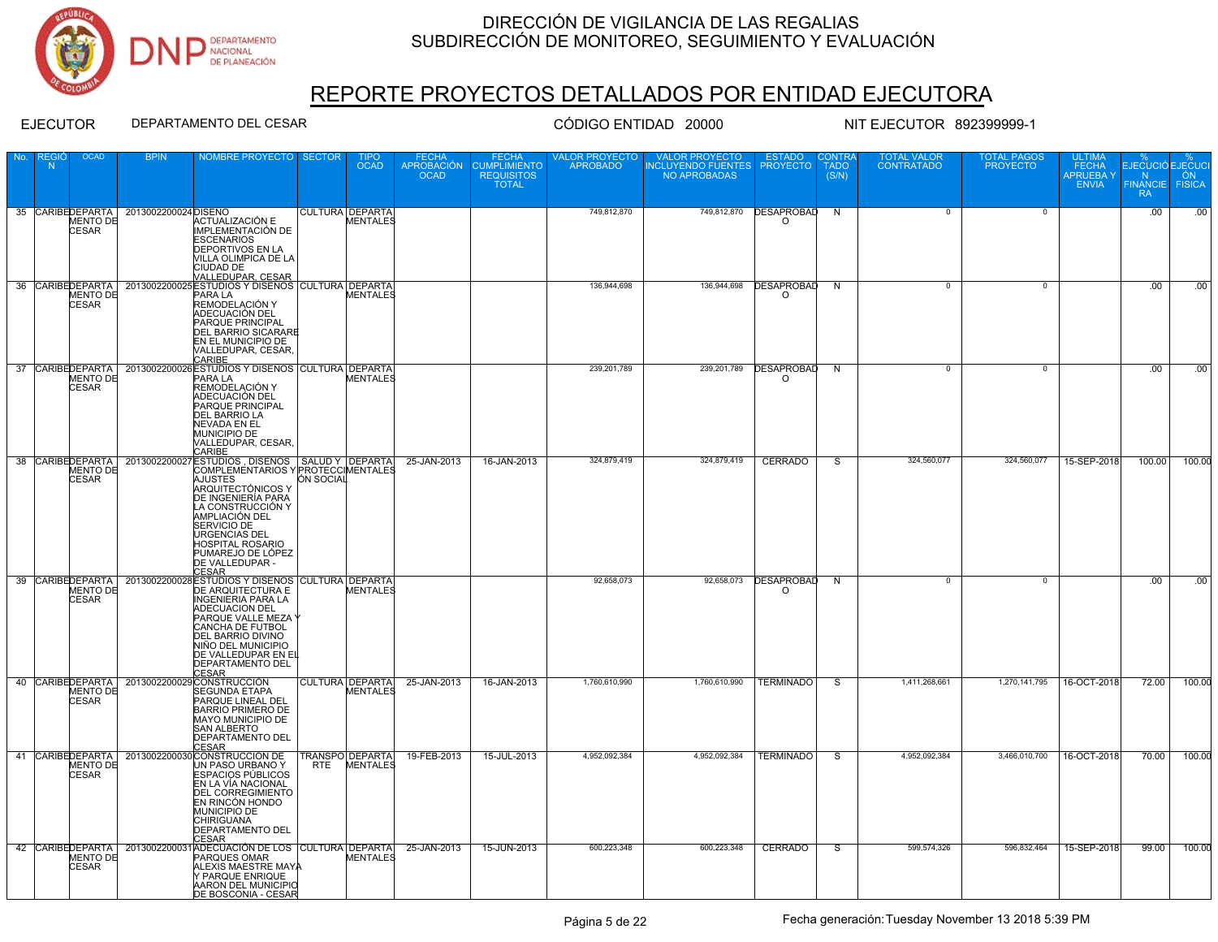# DIRECCIÓN DE VIGILANCIA DE LAS REGALIAS
## SUBDIRECCIÓN DE MONITOREO, SEGUIMIENTO Y EVALUACIÓN

# REPORTE PROYECTOS DETALLADOS POR ENTIDAD EJECUTORA

EJECUTOR DEPARTAMENTO DEL CESAR CÓDIGO ENTIDAD 20000 NIT EJECUTOR 892399999-1

| No. | REGIÓN | OCAD | BPIN | NOMBRE PROYECTO | SECTOR | TIPO OCAD | FECHA APROBACIÓN OCAD | FECHA CUMPLIMIENTO REQUISITOS TOTAL | VALOR PROYECTO APROBADO | VALOR PROYECTO INCLUYENDO FUENTES NO APROBADAS | ESTADO PROYECTO | CONTRATADO (S/N) | TOTAL VALOR CONTRATADO | TOTAL PAGOS PROYECTO | ULTIMA FECHA APRUEBA Y ENVIA | % EJECUCIÓN FINANCIERA | % EJECUCIÓN FISICA |
|---|---|---|---|---|---|---|---|---|---|---|---|---|---|---|---|---|---|
| 35 | CARIBE | DEPARTAMENTO DE CESAR | 2013002200024 | DISEÑO ACTUALIZACIÓN E IMPLEMENTACIÓN DE ESCENARIOS DEPORTIVOS EN LA VILLA OLIMPICA DE LA CIUDAD DE VALLEDUPAR, CESAR | CULTURA | DEPARTAMENTALES | | | 749,812,870 | 749,812,870 | DESAPROBADO | N | 0 | 0 | | .00 | .00 |
| 36 | CARIBE | DEPARTAMENTO DE CESAR | 2013002200025 | ESTUDIOS Y DISEÑOS PARA LA REMODELACIÓN Y ADECUACIÓN DEL PARQUE PRINCIPAL DEL BARRIO SICARARE EN EL MUNICIPIO DE VALLEDUPAR, CESAR, CARIBE | CULTURA | DEPARTAMENTALES | | | 136,944,698 | 136,944,698 | DESAPROBADO | N | 0 | 0 | | .00 | .00 |
| 37 | CARIBE | DEPARTAMENTO DE CESAR | 2013002200026 | ESTUDIOS Y DISEÑOS PARA LA REMODELACIÓN Y ADECUACIÓN DEL PARQUE PRINCIPAL DEL BARRIO LA NEVADA EN EL MUNICIPIO DE VALLEDUPAR, CESAR, CARIBE | CULTURA | DEPARTAMENTALES | | | 239,201,789 | 239,201,789 | DESAPROBADO | N | 0 | 0 | | .00 | .00 |
| 38 | CARIBE | DEPARTAMENTO DE CESAR | 2013002200027 | ESTUDIOS , DISEÑOS COMPLEMENTARIOS Y AJUSTES ARQUITECTÓNICOS Y DE INGENIERÍA PARA LA CONSTRUCCIÓN Y AMPLIACIÓN DEL SERVICIO DE URGENCIAS DEL HOSPITAL ROSARIO PUMAREJO DE LÓPEZ DE VALLEDUPAR - CESAR | SALUD Y PROTECCIÓN SOCIAL | DEPARTAMENTALES | 25-JAN-2013 | 16-JAN-2013 | 324,879,419 | 324,879,419 | CERRADO | S | 324,560,077 | 324,560,077 | 15-SEP-2018 | 100.00 | 100.00 |
| 39 | CARIBE | DEPARTAMENTO DE CESAR | 2013002200028 | ESTUDIOS Y DISEÑOS DE ARQUITECTURA E INGENIERIA PARA LA ADECUACION DEL PARQUE VALLE MEZA Y CANCHA DE FUTBOL DEL BARRIO DIVINO NIÑO DEL MUNICIPIO DE VALLEDUPAR EN EL DEPARTAMENTO DEL CESAR | CULTURA | DEPARTAMENTALES | | | 92,658,073 | 92,658,073 | DESAPROBADO | N | 0 | 0 | | .00 | .00 |
| 40 | CARIBE | DEPARTAMENTO DE CESAR | 2013002200029 | CONSTRUCCION SEGUNDA ETAPA PARQUE LINEAL DEL BARRIO PRIMERO DE MAYO MUNICIPIO DE SAN ALBERTO DEPARTAMENTO DEL CESAR | CULTURA | DEPARTAMENTALES | 25-JAN-2013 | 16-JAN-2013 | 1,760,610,990 | 1,760,610,990 | TERMINADO | S | 1,411,268,661 | 1,270,141,795 | 16-OCT-2018 | 72.00 | 100.00 |
| 41 | CARIBE | DEPARTAMENTO DE CESAR | 2013002200030 | CONSTRUCCIÓN DE UN PASO URBANO Y ESPACIOS PÚBLICOS EN LA VÍA NACIONAL DEL CORREGIMIENTO EN RINCÓN HONDO MUNICIPIO DE CHIRIGUANA DEPARTAMENTO DEL CESAR | TRANSPORTE | DEPARTAMENTALES | 19-FEB-2013 | 15-JUL-2013 | 4,952,092,384 | 4,952,092,384 | TERMINADO | S | 4,952,092,384 | 3,466,010,700 | 16-OCT-2018 | 70.00 | 100.00 |
| 42 | CARIBE | DEPARTAMENTO DE CESAR | 2013002200031 | ADECUACIÓN DE LOS PARQUES OMAR ALEXIS MAESTRE MAYA Y PARQUE ENRIQUE AARON DEL MUNICIPIO DE BOSCONIA - CESAR | CULTURA | DEPARTAMENTALES | 25-JAN-2013 | 15-JUN-2013 | 600,223,348 | 600,223,348 | CERRADO | S | 599,574,326 | 596,832,464 | 15-SEP-2018 | 99.00 | 100.00 |

Fecha generación: Tuesday November 13 2018 5:39 PM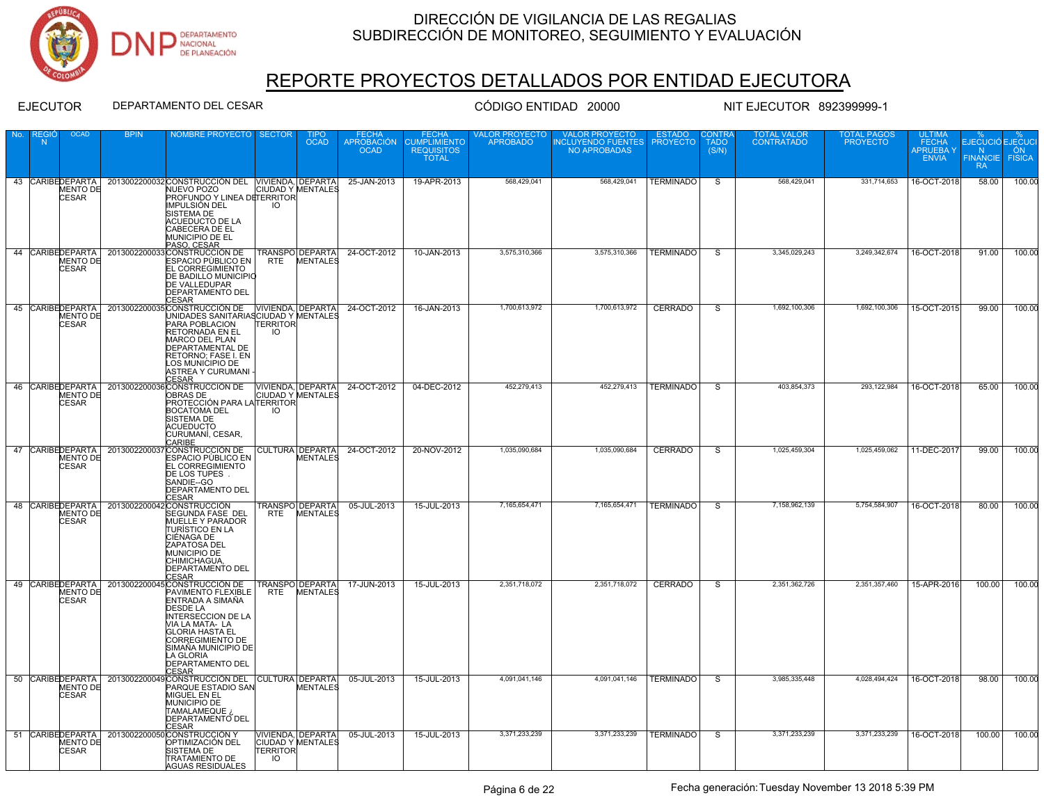# DIRECCIÓN DE VIGILANCIA DE LAS REGALIAS
## SUBDIRECCIÓN DE MONITOREO, SEGUIMIENTO Y EVALUACIÓN

# REPORTE PROYECTOS DETALLADOS POR ENTIDAD EJECUTORA

EJECUTOR DEPARTAMENTO DEL CESAR CÓDIGO ENTIDAD 20000 NIT EJECUTOR 892399999-1

| No. | REGIÓN | OCAD | BPIN | NOMBRE PROYECTO | SECTOR | TIPO OCAD | FECHA APROBACIÓN OCAD | FECHA CUMPLIMIENTO REQUISITOS TOTAL | VALOR PROYECTO APROBADO | VALOR PROYECTO INCLUYENDO FUENTES NO APROBADAS | ESTADO PROYECTO | CONTRATADO (S/N) | TOTAL VALOR CONTRATADO | TOTAL PAGOS PROYECTO | ULTIMA FECHA APRUEBA Y ENVIA | % EJECUCIÓN FINANCIERA | % EJECUCIÓN FISICA |
|---|---|---|---|---|---|---|---|---|---|---|---|---|---|---|---|---|---|
| 43 | CARIBE | DEPARTAMENTO DE CESAR | 2013002200032 | CONSTRUCCIÓN DEL NUEVO POZO PROFUNDO Y LINEA DE IMPULSIÓN DEL SISTEMA DE ACUEDUCTO DE LA CABECERA DE EL MUNICIPIO DE EL PASO, CESAR | VIVIENDA, CIUDAD Y TERRITORIO | DEPARTAMENTALES | 25-JAN-2013 | 19-APR-2013 | 568,429,041 | 568,429,041 | TERMINADO | S | 568,429,041 | 331,714,653 | 16-OCT-2018 | 58.00 | 100.00 |
| 44 | CARIBE | DEPARTAMENTO DE CESAR | 2013002200033 | CONSTRUCCIÓN DE ESPACIO PÚBLICO EN EL CORREGIMIENTO DE BADILLO MUNICIPIO DE VALLEDUPAR DEPARTAMENTO DEL CESAR | TRANSPORTE | DEPARTAMENTALES | 24-OCT-2012 | 10-JAN-2013 | 3,575,310,366 | 3,575,310,366 | TERMINADO | S | 3,345,029,243 | 3,249,342,674 | 16-OCT-2018 | 91.00 | 100.00 |
| 45 | CARIBE | DEPARTAMENTO DE CESAR | 2013002200035 | CONSTRUCCIÓN DE UNIDADES SANITARIAS PARA POBLACION RETORNADA EN EL MARCO DEL PLAN DEPARTAMENTAL DE RETORNO; FASE I. EN LOS MUNICIPIO DE ASTREA Y CURUMANI - CESAR | VIVIENDA, CIUDAD Y TERRITORIO | DEPARTAMENTALES | 24-OCT-2012 | 16-JAN-2013 | 1,700,613,972 | 1,700,613,972 | CERRADO | S | 1,692,100,306 | 1,692,100,306 | 15-OCT-2015 | 99.00 | 100.00 |
| 46 | CARIBE | DEPARTAMENTO DE CESAR | 2013002200036 | CONSTRUCCIÓN DE OBRAS DE PROTECCIÓN PARA LA BOCATOMA DEL SISTEMA DE ACUEDUCTO CURUMANÍ, CESAR, CARIBE | VIVIENDA, CIUDAD Y TERRITORIO | DEPARTAMENTALES | 24-OCT-2012 | 04-DEC-2012 | 452,279,413 | 452,279,413 | TERMINADO | S | 403,854,373 | 293,122,984 | 16-OCT-2018 | 65.00 | 100.00 |
| 47 | CARIBE | DEPARTAMENTO DE CESAR | 2013002200037 | CONSTRUCCIÓN DE ESPACIO PÚBLICO EN EL CORREGIMIENTO DE LOS TUPES . SANDIE--GO DEPARTAMENTO DEL CESAR | CULTURA | DEPARTAMENTALES | 24-OCT-2012 | 20-NOV-2012 | 1,035,090,684 | 1,035,090,684 | CERRADO | S | 1,025,459,304 | 1,025,459,062 | 11-DEC-2017 | 99.00 | 100.00 |
| 48 | CARIBE | DEPARTAMENTO DE CESAR | 2013002200042 | CONSTRUCCIÓN SEGUNDA FASE DEL MUELLE Y PARADOR TURÍSTICO EN LA CIÉNAGA DE ZAPATOSA DEL MUNICIPIO DE CHIMICHAGUA, DEPARTAMENTO DEL CESAR | TRANSPORTE | DEPARTAMENTALES | 05-JUL-2013 | 15-JUL-2013 | 7,165,654,471 | 7,165,654,471 | TERMINADO | S | 7,158,962,139 | 5,754,584,907 | 16-OCT-2018 | 80.00 | 100.00 |
| 49 | CARIBE | DEPARTAMENTO DE CESAR | 2013002200045 | CONSTRUCCIÓN DE PAVIMENTO FLEXIBLE ENTRADA A SIMAÑA DESDE LA INTERSECCION DE LA VIA LA MATA- LA GLORIA HASTA EL CORREGIMIENTO DE SIMAÑA MUNICIPIO DE LA GLORIA DEPARTAMENTO DEL CESAR | TRANSPORTE | DEPARTAMENTALES | 17-JUN-2013 | 15-JUL-2013 | 2,351,718,072 | 2,351,718,072 | CERRADO | S | 2,351,362,726 | 2,351,357,460 | 15-APR-2016 | 100.00 | 100.00 |
| 50 | CARIBE | DEPARTAMENTO DE CESAR | 2013002200049 | CONSTRUCCIÓN DEL PARQUE ESTADIO SAN MIGUEL EN EL MUNICIPIO DE TAMALAMEQUE ¿ DEPARTAMENTO DEL CESAR | CULTURA | DEPARTAMENTALES | 05-JUL-2013 | 15-JUL-2013 | 4,091,041,146 | 4,091,041,146 | TERMINADO | S | 3,985,335,448 | 4,028,494,424 | 16-OCT-2018 | 98.00 | 100.00 |
| 51 | CARIBE | DEPARTAMENTO DE CESAR | 2013002200050 | CONSTRUCCIÓN Y OPTIMIZACIÓN DEL SISTEMA DE TRATAMIENTO DE AGUAS RESIDUALES | VIVIENDA, CIUDAD Y TERRITORIO | DEPARTAMENTALES | 05-JUL-2013 | 15-JUL-2013 | 3,371,233,239 | 3,371,233,239 | TERMINADO | S | 3,371,233,239 | 3,371,233,239 | 16-OCT-2018 | 100.00 | 100.00 |

Fecha generación: Tuesday November 13 2018 5:39 PM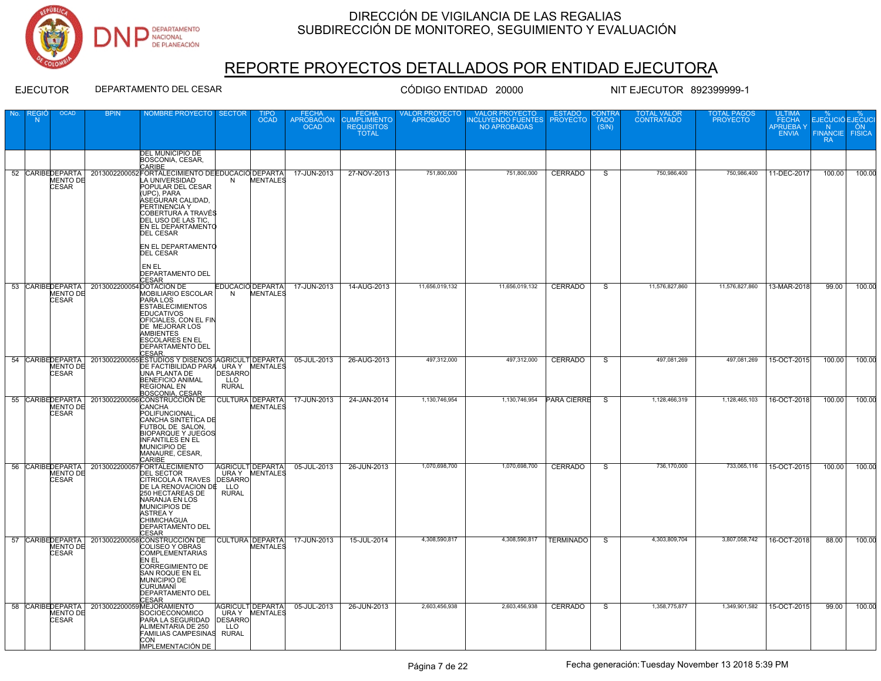# DIRECCIÓN DE VIGILANCIA DE LAS REGALIAS
## SUBDIRECCIÓN DE MONITOREO, SEGUIMIENTO Y EVALUACIÓN

# REPORTE PROYECTOS DETALLADOS POR ENTIDAD EJECUTORA

EJECUTOR DEPARTAMENTO DEL CESAR CÓDIGO ENTIDAD 20000 NIT EJECUTOR 892399999-1

| No. | REGIÓN | OCAD | BPIN | NOMBRE PROYECTO | SECTOR | TIPO OCAD | FECHA APROBACIÓN OCAD | FECHA CUMPLIMIENTO REQUISITOS TOTAL | VALOR PROYECTO APROBADO | VALOR PROYECTO INCLUYENDO FUENTES NO APROBADAS | ESTADO PROYECTO | CONTRATADO (S/N) | TOTAL VALOR CONTRATADO | TOTAL PAGOS PROYECTO | ULTIMA FECHA APRUEBA Y ENVIA | % EJECUCIÓN FINANCIERA | % EJECUCIÓN FISICA |
|---|---|---|---|---|---|---|---|---|---|---|---|---|---|---|---|---|---|
| | | | | DEL MUNICIPIO DE BOSCONIA, CESAR, CARIBE | | | | | | | | | | | | | |
| 52 | CARIBE | DEPARTAMENTO DE CESAR | 2013002200052 | FORTALECIMIENTO DE LA UNIVERSIDAD POPULAR DEL CESAR (UPC), PARA ASEGURAR CALIDAD, PERTINENCIA Y COBERTURA A TRAVÉS DEL USO DE LAS TIC, EN EL DEPARTAMENTO DEL CESAR EN EL DEPARTAMENTO DEL CESAR EN EL DEPARTAMENTO DEL CESAR | EDUCACIÓN | DEPARTAMENTALES | 17-JUN-2013 | 27-NOV-2013 | 751,800,000 | 751,800,000 | CERRADO | S | 750,986,400 | 750,986,400 | 11-DEC-2017 | 100.00 | 100.00 |
| 53 | CARIBE | DEPARTAMENTO DE CESAR | 2013002200054 | DOTACIÓN DE MOBILIARIO ESCOLAR PARA LOS ESTABLECIMIENTOS EDUCATIVOS OFICIALES, CON EL FIN DE MEJORAR LOS AMBIENTES ESCOLARES EN EL DEPARTAMENTO DEL CESAR. | EDUCACIÓN | DEPARTAMENTALES | 17-JUN-2013 | 14-AUG-2013 | 11,656,019,132 | 11,656,019,132 | CERRADO | S | 11,576,827,860 | 11,576,827,860 | 13-MAR-2018 | 99.00 | 100.00 |
| 54 | CARIBE | DEPARTAMENTO DE CESAR | 2013002200055 | ESTUDIOS Y DISEÑOS DE FACTIBILIDAD PARA UNA PLANTA DE BENEFICIO ANIMAL REGIONAL EN BOSCONIA, CESAR | AGRICULTURA Y DESARROLLO RURAL | DEPARTAMENTALES | 05-JUL-2013 | 26-AUG-2013 | 497,312,000 | 497,312,000 | CERRADO | S | 497,081,269 | 497,081,269 | 15-OCT-2015 | 100.00 | 100.00 |
| 55 | CARIBE | DEPARTAMENTO DE CESAR | 2013002200056 | CONSTRUCCIÓN DE CANCHA POLIFUNCIONAL, CANCHA SINTETICA DE FUTBOL DE SALON, BIOPARQUE Y JUEGOS INFANTILES EN EL MUNICIPIO DE MANAURE, CESAR, CARIBE | CULTURA | DEPARTAMENTALES | 17-JUN-2013 | 24-JAN-2014 | 1,130,746,954 | 1,130,746,954 | PARA CIERRE | S | 1,128,466,319 | 1,128,465,103 | 16-OCT-2018 | 100.00 | 100.00 |
| 56 | CARIBE | DEPARTAMENTO DE CESAR | 2013002200057 | FORTALECIMIENTO DEL SECTOR CITRICOLA A TRAVES DE LA RENOVACION DE 250 HECTAREAS DE NARANJA EN LOS MUNICIPIOS DE ASTREA Y CHIMICHAGUA DEPARTAMENTO DEL CESAR | AGRICULTURA Y DESARROLLO RURAL | DEPARTAMENTALES | 05-JUL-2013 | 26-JUN-2013 | 1,070,698,700 | 1,070,698,700 | CERRADO | S | 736,170,000 | 733,065,116 | 15-OCT-2015 | 100.00 | 100.00 |
| 57 | CARIBE | DEPARTAMENTO DE CESAR | 2013002200058 | CONSTRUCCIÓN DE COLISEO Y OBRAS COMPLEMENTARIAS EN EL CORREGIMIENTO DE SAN ROQUE EN EL MUNICIPIO DE CURUMANÍ DEPARTAMENTO DEL CESAR | CULTURA | DEPARTAMENTALES | 17-JUN-2013 | 15-JUL-2014 | 4,308,590,817 | 4,308,590,817 | TERMINADO | S | 4,303,809,704 | 3,807,058,742 | 16-OCT-2018 | 88.00 | 100.00 |
| 58 | CARIBE | DEPARTAMENTO DE CESAR | 2013002200059 | MEJORAMIENTO SOCIOECONOMICO PARA LA SEGURIDAD ALIMENTARIA DE 250 FAMILIAS CAMPESINAS CON IMPLEMENTACIÓN DE | AGRICULTURA Y DESARROLLO RURAL | DEPARTAMENTALES | 05-JUL-2013 | 26-JUN-2013 | 2,603,456,938 | 2,603,456,938 | CERRADO | S | 1,358,775,877 | 1,349,901,582 | 15-OCT-2015 | 99.00 | 100.00 |

Fecha generación: Tuesday November 13 2018 5:39 PM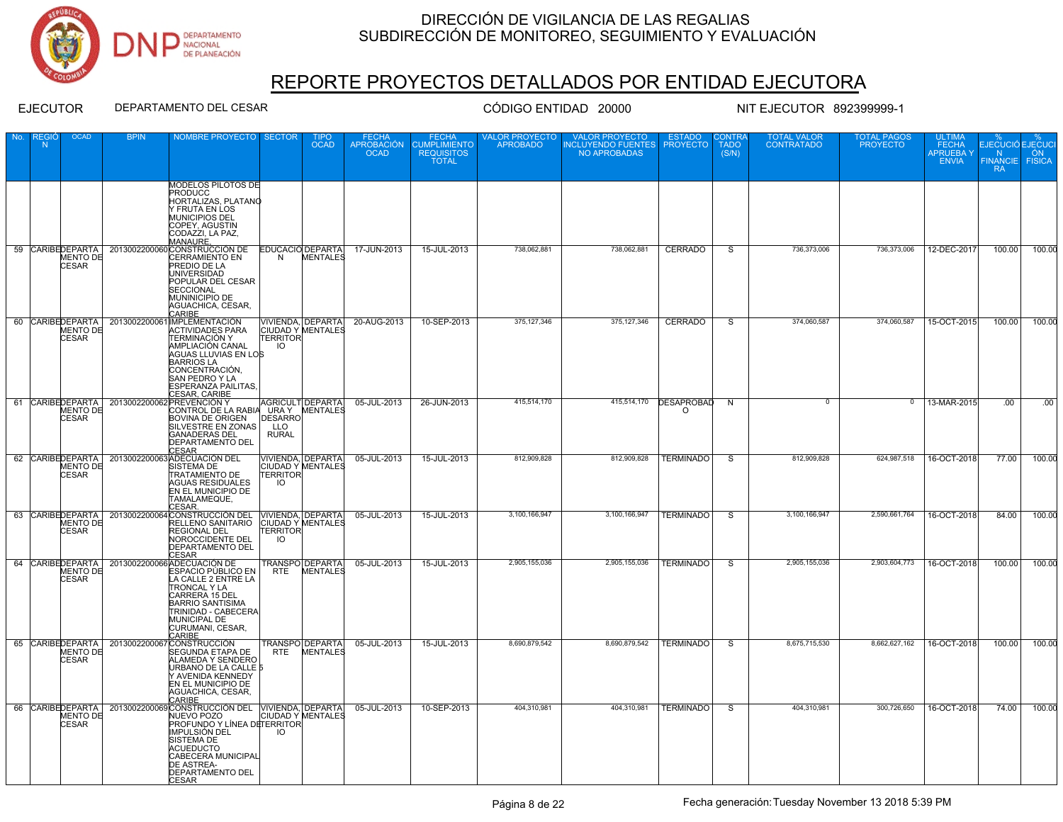# DIRECCIÓN DE VIGILANCIA DE LAS REGALIAS
## SUBDIRECCIÓN DE MONITOREO, SEGUIMIENTO Y EVALUACIÓN

# REPORTE PROYECTOS DETALLADOS POR ENTIDAD EJECUTORA

EJECUTOR DEPARTAMENTO DEL CESAR CÓDIGO ENTIDAD 20000 NIT EJECUTOR 892399999-1

| No. | REGIÓN | OCAD | BPIN | NOMBRE PROYECTO | SECTOR | TIPO OCAD | FECHA APROBACIÓN OCAD | FECHA CUMPLIMIENTO REQUISITOS TOTAL | VALOR PROYECTO APROBADO | VALOR PROYECTO INCLUYENDO FUENTES NO APROBADAS | ESTADO PROYECTO | CONTRATADO (S/N) | TOTAL VALOR CONTRATADO | TOTAL PAGOS PROYECTO | ULTIMA FECHA APRUEBA Y ENVIA | % EJECUCIÓN FINANCIERA | % EJECUCIÓN FISICA |
|---|---|---|---|---|---|---|---|---|---|---|---|---|---|---|---|---|---|
| | | | | MODELOS PILOTOS DE PRODUCC HORTALIZAS, PLATANO Y FRUTA EN LOS MUNICIPIOS DEL COPEY, AGUSTIN CODAZZI, LA PAZ, MANAURE, | | | | | | | | | | | | | |
| 59 | CARIBE | DEPARTAMENTO DE CESAR | 2013002200060 | CONSTRUCCIÓN DE CERRAMIENTO EN PREDIO DE LA UNIVERSIDAD POPULAR DEL CESAR SECCIONAL MUNINICIPIO DE AGUACHICA, CESAR, CARIBE | EDUCACIÓN | DEPARTAMENTALES | 17-JUN-2013 | 15-JUL-2013 | 738,062,881 | 738,062,881 | CERRADO | S | 736,373,006 | 736,373,006 | 12-DEC-2017 | 100.00 | 100.00 |
| 60 | CARIBE | DEPARTAMENTO DE CESAR | 2013002200061 | IMPLEMENTACIÓN ACTIVIDADES PARA TERMINACIÓN Y AMPLIACIÓN CANAL AGUAS LLUVIAS EN LOS BARRIOS LA CONCENTRACIÓN, SAN PEDRO Y LA ESPERANZA PAILITAS, CESAR, CARIBE | VIVIENDA, CIUDAD Y TERRITORIO | DEPARTAMENTALES | 20-AUG-2013 | 10-SEP-2013 | 375,127,346 | 375,127,346 | CERRADO | S | 374,060,587 | 374,060,587 | 15-OCT-2015 | 100.00 | 100.00 |
| 61 | CARIBE | DEPARTAMENTO DE CESAR | 2013002200062 | PREVENCIÓN Y CONTROL DE LA RABIA BOVINA DE ORIGEN SILVESTRE EN ZONAS GANADERAS DEL DEPARTAMENTO DEL CESAR | AGRICULTURA Y DESARROLLO RURAL | DEPARTAMENTALES | 05-JUL-2013 | 26-JUN-2013 | 415,514,170 | 415,514,170 | DESAPROBADO | N | 0 | 0 | 13-MAR-2015 | .00 | .00 |
| 62 | CARIBE | DEPARTAMENTO DE CESAR | 2013002200063 | ADECUACIÓN DEL SISTEMA DE TRATAMIENTO DE AGUAS RESIDUALES EN EL MUNICIPIO DE TAMALAMEQUE, CESAR. | VIVIENDA, CIUDAD Y TERRITORIO | DEPARTAMENTALES | 05-JUL-2013 | 15-JUL-2013 | 812,909,828 | 812,909,828 | TERMINADO | S | 812,909,828 | 624,987,518 | 16-OCT-2018 | 77.00 | 100.00 |
| 63 | CARIBE | DEPARTAMENTO DE CESAR | 2013002200064 | CONSTRUCCIÓN DEL RELLENO SANITARIO REGIONAL DEL NOROCCIDENTE DEL DEPARTAMENTO DEL CESAR | VIVIENDA, CIUDAD Y TERRITORIO | DEPARTAMENTALES | 05-JUL-2013 | 15-JUL-2013 | 3,100,166,947 | 3,100,166,947 | TERMINADO | S | 3,100,166,947 | 2,590,661,764 | 16-OCT-2018 | 84.00 | 100.00 |
| 64 | CARIBE | DEPARTAMENTO DE CESAR | 2013002200066 | ADECUACIÓN DE ESPACIO PÚBLICO EN LA CALLE 2 ENTRE LA TRONCAL Y LA CARRERA 15 DEL BARRIO SANTISIMA TRINIDAD - CABECERA MUNICIPAL DE CURUMANI, CESAR, CARIBE | TRANSPORTE | DEPARTAMENTALES | 05-JUL-2013 | 15-JUL-2013 | 2,905,155,036 | 2,905,155,036 | TERMINADO | S | 2,905,155,036 | 2,903,604,773 | 16-OCT-2018 | 100.00 | 100.00 |
| 65 | CARIBE | DEPARTAMENTO DE CESAR | 2013002200067 | CONSTRUCCIÓN SEGUNDA ETAPA DE ALAMEDA Y SENDERO URBANO DE LA CALLE 5 Y AVENIDA KENNEDY EN EL MUNICIPIO DE AGUACHICA, CESAR, CARIBE | TRANSPORTE | DEPARTAMENTALES | 05-JUL-2013 | 15-JUL-2013 | 8,690,879,542 | 8,690,879,542 | TERMINADO | S | 8,675,715,530 | 8,662,627,162 | 16-OCT-2018 | 100.00 | 100.00 |
| 66 | CARIBE | DEPARTAMENTO DE CESAR | 2013002200069 | CONSTRUCCIÓN DEL NUEVO POZO PROFUNDO Y LÍNEA DE IMPULSIÓN DEL SISTEMA DE ACUEDUCTO CABECERA MUNICIPAL DE ASTREA-DEPARTAMENTO DEL CESAR | VIVIENDA, CIUDAD Y TERRITORIO | DEPARTAMENTALES | 05-JUL-2013 | 10-SEP-2013 | 404,310,981 | 404,310,981 | TERMINADO | S | 404,310,981 | 300,726,650 | 16-OCT-2018 | 74.00 | 100.00 |

Fecha generación: Tuesday November 13 2018 5:39 PM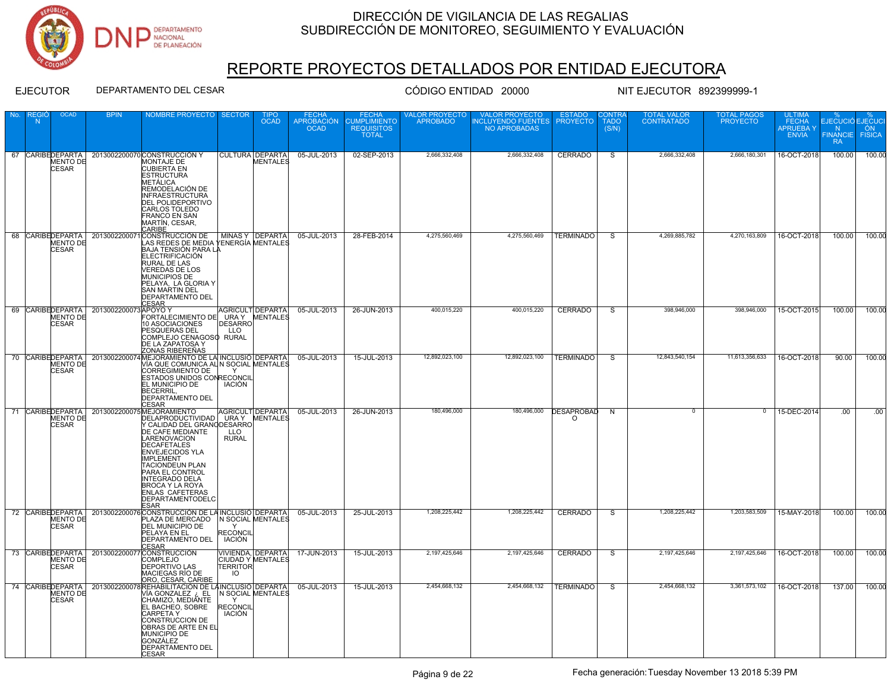# DIRECCIÓN DE VIGILANCIA DE LAS REGALIAS
## SUBDIRECCIÓN DE MONITOREO, SEGUIMIENTO Y EVALUACIÓN

# REPORTE PROYECTOS DETALLADOS POR ENTIDAD EJECUTORA

EJECUTOR DEPARTAMENTO DEL CESAR CÓDIGO ENTIDAD 20000 NIT EJECUTOR 892399999-1

| No. | REGIÓN | OCAD | BPIN | NOMBRE PROYECTO | SECTOR | TIPO OCAD | FECHA APROBACIÓN OCAD | FECHA CUMPLIMIENTO REQUISITOS TOTAL | VALOR PROYECTO APROBADO | VALOR PROYECTO INCLUYENDO FUENTES NO APROBADAS | ESTADO PROYECTO | CONTRATADO (S/N) | TOTAL VALOR CONTRATADO | TOTAL PAGOS PROYECTO | ULTIMA FECHA APRUEBA Y ENVIA | % EJECUCIÓN FINANCIERA | % EJECUCIÓN FISICA |
|---|---|---|---|---|---|---|---|---|---|---|---|---|---|---|---|---|---|
| 67 | CARIBE | DEPARTAMENTO DE CESAR | 2013002200070 | CONSTRUCCIÓN Y MONTAJE DE CUBIERTA EN ESTRUCTURA METÁLICA REMODELACIÓN DE INFRAESTRUCTURA DEL POLIDEPORTIVO CARLOS TOLEDO FRANCO EN SAN MARTÍN, CESAR, CARIBE | CULTURA | DEPARTAMENTALES | 05-JUL-2013 | 02-SEP-2013 | 2,666,332,408 | 2,666,332,408 | CERRADO | S | 2,666,332,408 | 2,666,180,301 | 16-OCT-2018 | 100.00 | 100.00 |
| 68 | CARIBE | DEPARTAMENTO DE CESAR | 2013002200071 | CONSTRUCCIÓN DE LAS REDES DE MEDIA Y BAJA TENSIÓN PARA LA ELECTRIFICACIÓN RURAL DE LAS VEREDAS DE LOS MUNICIPIOS DE PELAYA, LA GLORIA Y SAN MARTIN DEL DEPARTAMENTO DEL CESAR | MINAS Y ENERGÍA | DEPARTAMENTALES | 05-JUL-2013 | 28-FEB-2014 | 4,275,560,469 | 4,275,560,469 | TERMINADO | S | 4,269,885,782 | 4,270,163,809 | 16-OCT-2018 | 100.00 | 100.00 |
| 69 | CARIBE | DEPARTAMENTO DE CESAR | 2013002200073 | APOYO Y FORTALECIMIENTO DE 10 ASOCIACIONES PESQUERAS DEL COMPLEJO CENAGOSO DE LA ZAPATOSA Y ZONAS RIBEREÑAS | AGRICULTURA Y DESARROLLO RURAL | DEPARTAMENTALES | 05-JUL-2013 | 26-JUN-2013 | 400,015,220 | 400,015,220 | CERRADO | S | 398,946,000 | 398,946,000 | 15-OCT-2015 | 100.00 | 100.00 |
| 70 | CARIBE | DEPARTAMENTO DE CESAR | 2013002200074 | MEJORAMIENTO DE LA VÍA QUE COMUNICA AL CORREGIMIENTO DE ESTADOS UNIDOS CON EL MUNICIPIO DE BECERRIL, DEPARTAMENTO DEL CESAR | INCLUSIÓN SOCIAL Y RECONCILIACIÓN | DEPARTAMENTALES | 05-JUL-2013 | 15-JUL-2013 | 12,892,023,100 | 12,892,023,100 | TERMINADO | S | 12,843,540,154 | 11,613,356,633 | 16-OCT-2018 | 90.00 | 100.00 |
| 71 | CARIBE | DEPARTAMENTO DE CESAR | 2013002200075 | MEJORAMIENTO DELAPRODUCTIVIDAD Y CALIDAD DEL GRANO DE CAFE MEDIANTE LARENOVACION DECAFETALES ENVEJECIDOS YLA IMPLEMENT TACIONDEUN PLAN PARA EL CONTROL INTEGRADO DELA BROCA Y LA ROYA ENLAS CAFETERAS DEPARTAMENTODELCESAR | AGRICULTURA Y DESARROLLO RURAL | DEPARTAMENTALES | 05-JUL-2013 | 26-JUN-2013 | 180,496,000 | 180,496,000 | DESAPROBADO | N | 0 | 0 | 15-DEC-2014 | .00 | .00 |
| 72 | CARIBE | DEPARTAMENTO DE CESAR | 2013002200076 | CONSTRUCCIÓN DE LA PLAZA DE MERCADO DEL MUNICIPIO DE PELAYA EN EL DEPARTAMENTO DEL CESAR | INCLUSIÓN SOCIAL Y RECONCILIACIÓN | DEPARTAMENTALES | 05-JUL-2013 | 25-JUL-2013 | 1,208,225,442 | 1,208,225,442 | CERRADO | S | 1,208,225,442 | 1,203,583,509 | 15-MAY-2018 | 100.00 | 100.00 |
| 73 | CARIBE | DEPARTAMENTO DE CESAR | 2013002200077 | CONSTRUCCIÓN COMPLEJO DEPORTIVO LAS MACIEGAS RÍO DE ORO, CESAR, CARIBE | VIVIENDA, CIUDAD Y TERRITORIO | DEPARTAMENTALES | 17-JUN-2013 | 15-JUL-2013 | 2,197,425,646 | 2,197,425,646 | CERRADO | S | 2,197,425,646 | 2,197,425,646 | 16-OCT-2018 | 100.00 | 100.00 |
| 74 | CARIBE | DEPARTAMENTO DE CESAR | 2013002200078 | REHABILITACIÓN DE LA VÍA GONZALEZ ¿ EL CHAMIZO, MEDIANTE EL BACHEO, SOBRE CARPETA Y CONSTRUCCION DE OBRAS DE ARTE EN EL MUNICIPIO DE GONZÁLEZ DEPARTAMENTO DEL CESAR | INCLUSIÓN SOCIAL Y RECONCILIACIÓN | DEPARTAMENTALES | 05-JUL-2013 | 15-JUL-2013 | 2,454,668,132 | 2,454,668,132 | TERMINADO | S | 2,454,668,132 | 3,361,573,102 | 16-OCT-2018 | 137.00 | 100.00 |

Fecha generación: Tuesday November 13 2018 5:39 PM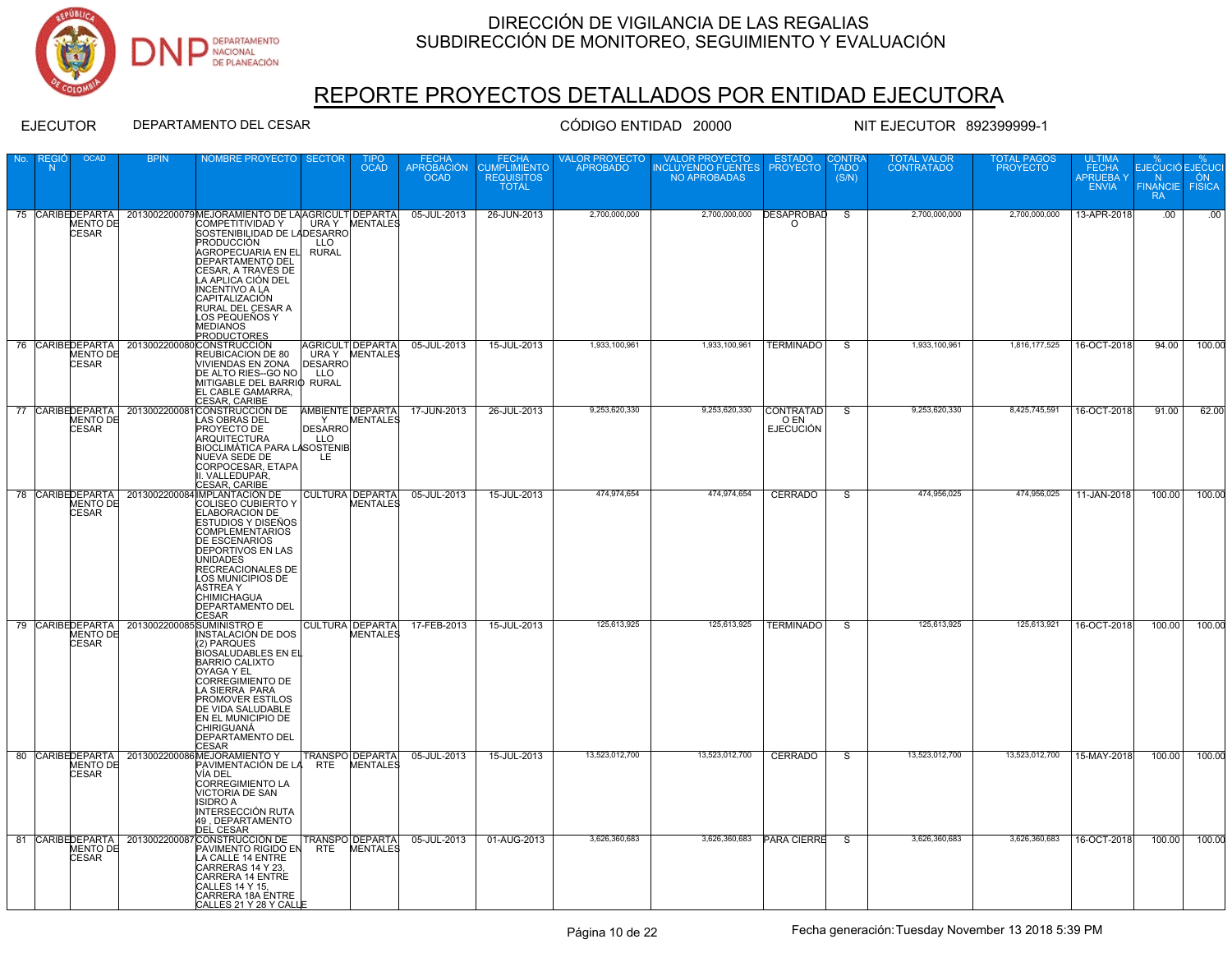DIRECCIÓN DE VIGILANCIA DE LAS REGALIAS
SUBDIRECCIÓN DE MONITOREO, SEGUIMIENTO Y EVALUACIÓN

# REPORTE PROYECTOS DETALLADOS POR ENTIDAD EJECUTORA

EJECUTOR DEPARTAMENTO DEL CESAR CÓDIGO ENTIDAD 20000 NIT EJECUTOR 892399999-1

| No. | REGIÓN | OCAD | BPIN | NOMBRE PROYECTO | SECTOR | TIPO OCAD | FECHA APROBACIÓN OCAD | FECHA CUMPLIMIENTO REQUISITOS TOTAL | VALOR PROYECTO APROBADO | VALOR PROYECTO INCLUYENDO FUENTES NO APROBADAS | ESTADO PROYECTO | CONTRATADO (S/N) | TOTAL VALOR CONTRATADO | TOTAL PAGOS PROYECTO | ULTIMA FECHA APRUEBA Y ENVIA | % EJECUCIÓN FINANCIERA | % EJECUCIÓN FISICA |
|---|---|---|---|---|---|---|---|---|---|---|---|---|---|---|---|---|---|
| 75 | CARIBE | DEPARTAMENTO DE CESAR | 2013002200079 | MEJORAMIENTO DE LA COMPETITIVIDAD Y SOSTENIBILIDAD DE LA PRODUCCIÓN AGROPECUARIA EN EL DEPARTAMENTO DEL CESAR, A TRAVÉS DE LA APLICA CIÓN DEL INCENTIVO A LA CAPITALIZACIÓN RURAL DEL CESAR A LOS PEQUEÑOS Y MEDIANOS PRODUCTORES | AGRICULTURA Y DESARROLLO RURAL | DEPARTAMENTALES | 05-JUL-2013 | 26-JUN-2013 | 2,700,000,000 | 2,700,000,000 | DESAPROBADO | S | 2,700,000,000 | 2,700,000,000 | 13-APR-2018 | .00 | .00 |
| 76 | CARIBE | DEPARTAMENTO DE CESAR | 2013002200080 | CONSTRUCCION REUBICACION DE 80 VIVIENDAS EN ZONA DE ALTO RIES--GO NO MITIGABLE DEL BARRIO EL CABLE GAMARRA, CESAR, CARIBE | AGRICULTURA Y DESARROLLO RURAL | DEPARTAMENTALES | 05-JUL-2013 | 15-JUL-2013 | 1,933,100,961 | 1,933,100,961 | TERMINADO | S | 1,933,100,961 | 1,816,177,525 | 16-OCT-2018 | 94.00 | 100.00 |
| 77 | CARIBE | DEPARTAMENTO DE CESAR | 2013002200081 | CONSTRUCCIÓN DE LAS OBRAS DEL PROYECTO DE ARQUITECTURA BIOCLIMÁTICA PARA LA NUEVA SEDE DE CORPOCESAR, ETAPA II. VALLEDUPAR, CESAR, CARIBE | AMBIENTE Y DESARROLLO SOSTENIBLE | DEPARTAMENTALES | 17-JUN-2013 | 26-JUL-2013 | 9,253,620,330 | 9,253,620,330 | CONTRATADO EN EJECUCIÓN | S | 9,253,620,330 | 8,425,745,591 | 16-OCT-2018 | 91.00 | 62.00 |
| 78 | CARIBE | DEPARTAMENTO DE CESAR | 2013002200084 | IMPLANTACIÓN DE COLISEO CUBIERTO Y ELABORACION DE ESTUDIOS Y DISEÑOS COMPLEMENTARIOS DE ESCENARIOS DEPORTIVOS EN LAS UNIDADES RECREACIONALES DE LOS MUNICIPIOS DE ASTREA Y CHIMICHAGUA DEPARTAMENTO DEL CESAR | CULTURA | DEPARTAMENTALES | 05-JUL-2013 | 15-JUL-2013 | 474,974,654 | 474,974,654 | CERRADO | S | 474,956,025 | 474,956,025 | 11-JAN-2018 | 100.00 | 100.00 |
| 79 | CARIBE | DEPARTAMENTO DE CESAR | 2013002200085 | SUMINISTRO E INSTALACIÓN DE DOS (2) PARQUES BIOSALUDABLES EN EL BARRIO CALIXTO OYAGA Y EL CORREGIMIENTO DE LA SIERRA PARA PROMOVER ESTILOS DE VIDA SALUDABLE EN EL MUNICIPIO DE CHIRIGUANÁ DEPARTAMENTO DEL CESAR | CULTURA | DEPARTAMENTALES | 17-FEB-2013 | 15-JUL-2013 | 125,613,925 | 125,613,925 | TERMINADO | S | 125,613,925 | 125,613,921 | 16-OCT-2018 | 100.00 | 100.00 |
| 80 | CARIBE | DEPARTAMENTO DE CESAR | 2013002200086 | MEJORAMIENTO Y PAVIMENTACIÓN DE LA VÍA DEL CORREGIMIENTO LA VICTORIA DE SAN ISIDRO A INTERSECCIÓN RUTA 49 , DEPARTAMENTO DEL CESAR | TRANSPORTE | DEPARTAMENTALES | 05-JUL-2013 | 15-JUL-2013 | 13,523,012,700 | 13,523,012,700 | CERRADO | S | 13,523,012,700 | 13,523,012,700 | 15-MAY-2018 | 100.00 | 100.00 |
| 81 | CARIBE | DEPARTAMENTO DE CESAR | 2013002200087 | CONSTRUCCIÓN DE PAVIMENTO RIGIDO EN LA CALLE 14 ENTRE CARRERAS 14 Y 23, CARRERA 14 ENTRE CALLES 14 Y 15, CARRERA 18A ENTRE CALLES 21 Y 28 Y CALLE | TRANSPORTE | DEPARTAMENTALES | 05-JUL-2013 | 01-AUG-2013 | 3,626,360,683 | 3,626,360,683 | PARA CIERRE | S | 3,626,360,683 | 3,626,360,683 | 16-OCT-2018 | 100.00 | 100.00 |

Fecha generación: Tuesday November 13 2018 5:39 PM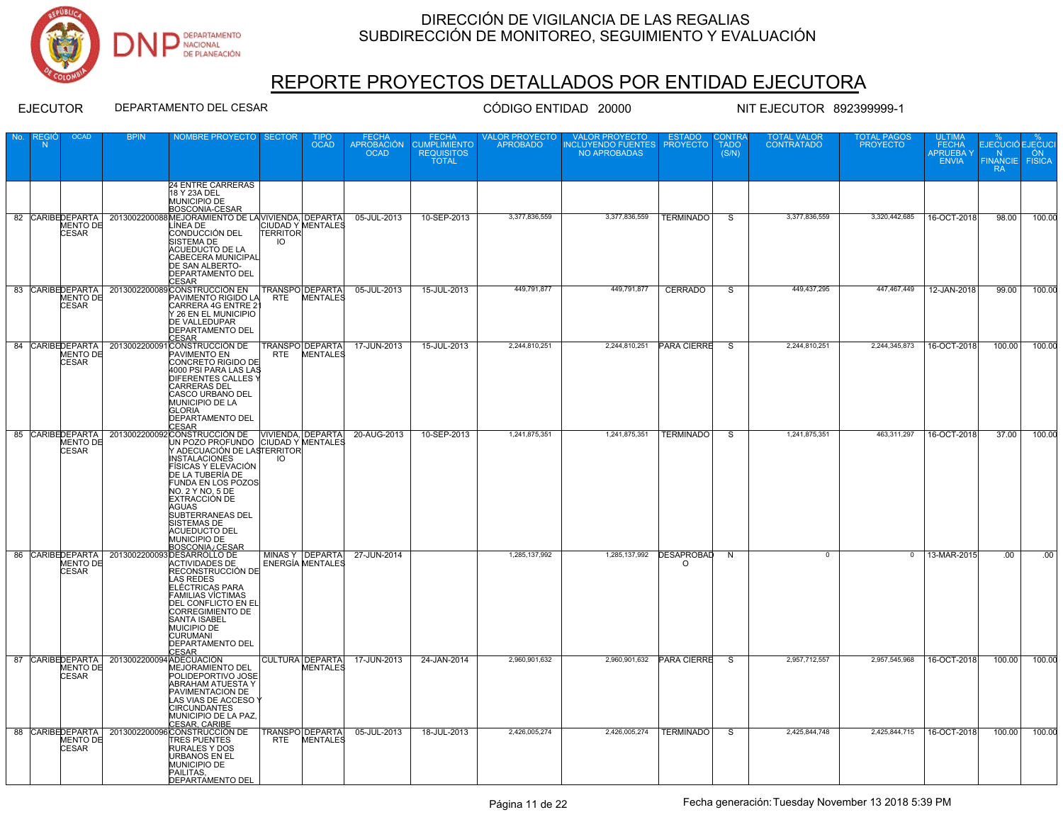# DIRECCIÓN DE VIGILANCIA DE LAS REGALIAS
## SUBDIRECCIÓN DE MONITOREO, SEGUIMIENTO Y EVALUACIÓN

# REPORTE PROYECTOS DETALLADOS POR ENTIDAD EJECUTORA

EJECUTOR DEPARTAMENTO DEL CESAR CÓDIGO ENTIDAD 20000 NIT EJECUTOR 892399999-1

| No. | REGIÓN | OCAD | BPIN | NOMBRE PROYECTO | SECTOR | TIPO OCAD | FECHA APROBACIÓN OCAD | FECHA CUMPLIMIENTO REQUISITOS TOTAL | VALOR PROYECTO APROBADO | VALOR PROYECTO INCLUYENDO FUENTES NO APROBADAS | ESTADO PROYECTO | CONTRATADO (S/N) | TOTAL VALOR CONTRATADO | TOTAL PAGOS PROYECTO | ULTIMA FECHA APRUEBA Y ENVIA | % EJECUCIÓN FINANCIERA | % EJECUCIÓN FISICA |
|---|---|---|---|---|---|---|---|---|---|---|---|---|---|---|---|---|---|
| | | | | 24 ENTRE CARRERAS 18 Y 23A DEL MUNICIPIO DE BOSCONIA-CESAR | | | | | | | | | | | | | |
| 82 | CARIBE | DEPARTAMENTO DE CESAR | 2013002200088 | MEJORAMIENTO DE LA LÍNEA DE CONDUCCIÓN DEL SISTEMA DE ACUEDUCTO DE LA CABECERA MUNICIPAL DE SAN ALBERTO-DEPARTAMENTO DEL CESAR | VIVIENDA, CIUDAD Y TERRITORIO | DEPARTAMENTALES | 05-JUL-2013 | 10-SEP-2013 | 3,377,836,559 | 3,377,836,559 | TERMINADO | S | 3,377,836,559 | 3,320,442,685 | 16-OCT-2018 | 98.00 | 100.00 |
| 83 | CARIBE | DEPARTAMENTO DE CESAR | 2013002200089 | CONSTRUCCION EN PAVIMENTO RIGIDO LA CARRERA 4G ENTRE 21 Y 26 EN EL MUNICIPIO DE VALLEDUPAR DEPARTAMENTO DEL CESAR | TRANSPORTE | DEPARTAMENTALES | 05-JUL-2013 | 15-JUL-2013 | 449,791,877 | 449,791,877 | CERRADO | S | 449,437,295 | 447,467,449 | 12-JAN-2018 | 99.00 | 100.00 |
| 84 | CARIBE | DEPARTAMENTO DE CESAR | 2013002200091 | CONSTRUCCIÓN DE PAVIMENTO EN CONCRETO RIGIDO DE 4000 PSI PARA LAS LAS DIFERENTES CALLES Y CARRERAS DEL CASCO URBANO DEL MUNICIPIO DE LA GLORIA DEPARTAMENTO DEL CESAR | TRANSPORTE | DEPARTAMENTALES | 17-JUN-2013 | 15-JUL-2013 | 2,244,810,251 | 2,244,810,251 | PARA CIERRE | S | 2,244,810,251 | 2,244,345,873 | 16-OCT-2018 | 100.00 | 100.00 |
| 85 | CARIBE | DEPARTAMENTO DE CESAR | 2013002200092 | CONSTRUCCIÓN DE UN POZO PROFUNDO Y ADECUACIÓN DE LAS INSTALACIONES FÍSICAS Y ELEVACIÓN DE LA TUBERÍA DE FUNDA EN LOS POZOS NO. 2 Y NO. 5 DE EXTRACCIÓN DE AGUAS SUBTERRANEAS DEL SISTEMAS DE ACUEDUCTO DEL MUNICIPIO DE BOSCONIA¿CESAR | VIVIENDA, CIUDAD Y TERRITORIO | DEPARTAMENTALES | 20-AUG-2013 | 10-SEP-2013 | 1,241,875,351 | 1,241,875,351 | TERMINADO | S | 1,241,875,351 | 463,311,297 | 16-OCT-2018 | 37.00 | 100.00 |
| 86 | CARIBE | DEPARTAMENTO DE CESAR | 2013002200093 | DESARROLLO DE ACTIVIDADES DE RECONSTRUCCIÓN DE LAS REDES ELÉCTRICAS PARA FAMILIAS VÍCTIMAS DEL CONFLICTO EN EL CORREGIMIENTO DE SANTA ISABEL MUICIPIO DE CURUMANI DEPARTAMENTO DEL CESAR | MINAS Y ENERGÍA | DEPARTAMENTALES | 27-JUN-2014 | | 1,285,137,992 | 1,285,137,992 | DESAPROBADO | N | 0 | 0 | 13-MAR-2015 | .00 | .00 |
| 87 | CARIBE | DEPARTAMENTO DE CESAR | 2013002200094 | ADECUACION MEJORAMIENTO DEL POLIDEPORTIVO JOSE ABRAHAM ATUESTA Y PAVIMENTACION DE LAS VIAS DE ACCESO Y CIRCUNDANTES MUNICIPIO DE LA PAZ, CESAR, CARIBE | CULTURA | DEPARTAMENTALES | 17-JUN-2013 | 24-JAN-2014 | 2,960,901,632 | 2,960,901,632 | PARA CIERRE | S | 2,957,712,557 | 2,957,545,968 | 16-OCT-2018 | 100.00 | 100.00 |
| 88 | CARIBE | DEPARTAMENTO DE CESAR | 2013002200096 | CONSTRUCCION DE TRES PUENTES RURALES Y DOS URBANOS EN EL MUNICIPIO DE PAILITAS, DEPARTAMENTO DEL | TRANSPORTE | DEPARTAMENTALES | 05-JUL-2013 | 18-JUL-2013 | 2,426,005,274 | 2,426,005,274 | TERMINADO | S | 2,425,844,748 | 2,425,844,715 | 16-OCT-2018 | 100.00 | 100.00 |

Fecha generación: Tuesday November 13 2018 5:39 PM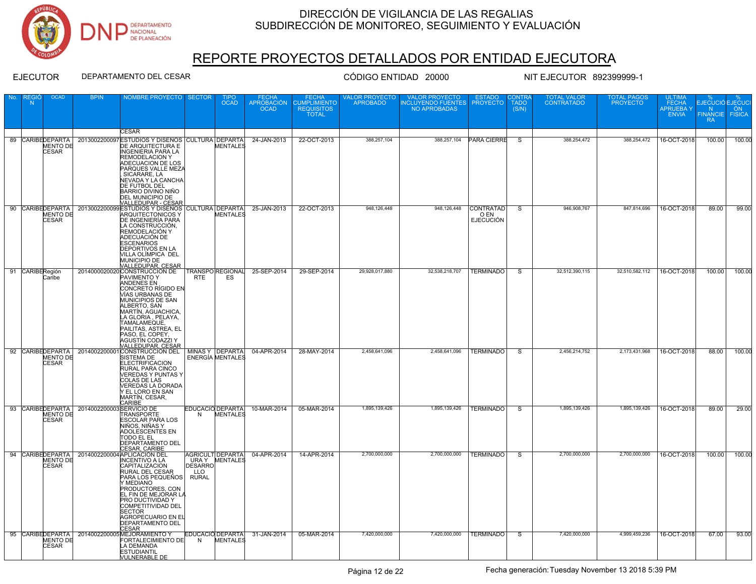DIRECCIÓN DE VIGILANCIA DE LAS REGALIAS
SUBDIRECCIÓN DE MONITOREO, SEGUIMIENTO Y EVALUACIÓN

# REPORTE PROYECTOS DETALLADOS POR ENTIDAD EJECUTORA

EJECUTOR DEPARTAMENTO DEL CESAR CÓDIGO ENTIDAD 20000 NIT EJECUTOR 892399999-1

| No. | REGIÓN | OCAD | BPIN | NOMBRE PROYECTO | SECTOR | TIPO OCAD | FECHA APROBACIÓN OCAD | FECHA CUMPLIMIENTO REQUISITOS TOTAL | VALOR PROYECTO APROBADO | VALOR PROYECTO INCLUYENDO FUENTES NO APROBADAS | ESTADO PROYECTO | CONTRATADO (S/N) | TOTAL VALOR CONTRATADO | TOTAL PAGOS PROYECTO | ULTIMA FECHA APRUEBA Y ENVIA | % EJECUCIÓN FINANCIERA | % EJECUCIÓN FISICA |
|---|---|---|---|---|---|---|---|---|---|---|---|---|---|---|---|---|---|
| | | | | CESAR | | | | | | | | | | | | | |
| 89 | CARIBE | DEPARTAMENTO DE CESAR | 2013002200097 | ESTUDIOS Y DISEÑOS DE ARQUITECTURA E INGENIERIA PARA LA REMODELACION Y ADECUACION DE LOS PARQUES VALLE MEZA , SICARARE, LA NEVADA Y LA CANCHA DE FUTBOL DEL BARRIO DIVINO NIÑO DEL MUNICIPIO DE VALLEDUPAR - CESAR | CULTURA | DEPARTAMENTALES | 24-JAN-2013 | 22-OCT-2013 | 388,257,104 | 388,257,104 | PARA CIERRE | S | 388,254,472 | 388,254,472 | 16-OCT-2018 | 100.00 | 100.00 |
| 90 | CARIBE | DEPARTAMENTO DE CESAR | 2013002200099 | ESTUDIOS Y DISEÑOS ARQUITECTONICOS Y DE INGENIERÍA PARA LA CONSTRUCCIÓN, REMODELACIÓN Y ADECUACIÓN DE ESCENARIOS DEPORTIVOS EN LA VILLA OLÍMPICA DEL MUNICIPIO DE VALLEDUPAR, CESAR | CULTURA | DEPARTAMENTALES | 25-JAN-2013 | 22-OCT-2013 | 948,126,448 | 948,126,448 | CONTRATADO EN EJECUCIÓN | S | 946,908,767 | 847,814,696 | 16-OCT-2018 | 89.00 | 99.00 |
| 91 | CARIBE | Región Caribe | 2014000020020 | CONSTRUCCIÓN DE PAVIMENTO Y ANDENES EN CONCRETO RÍGIDO EN VÍAS URBANAS DE MUNICIPIOS DE SAN ALBERTO, SAN MARTÍN, AGUACHICA, LA GLORIA , PELAYA, TAMALAMEQUE, PAILITAS, ASTREA, EL PASO, EL COPEY, AGUSTÍN CODAZZI Y VALLEDUPAR, CESAR | TRANSPORTE | REGIONALES | 25-SEP-2014 | 29-SEP-2014 | 29,928,017,880 | 32,538,218,707 | TERMINADO | S | 32,512,390,115 | 32,510,582,112 | 16-OCT-2018 | 100.00 | 100.00 |
| 92 | CARIBE | DEPARTAMENTO DE CESAR | 2014002200001 | CONSTRUCCIÓN DEL SISTEMA DE ELECTRIFICACION RURAL PARA CINCO VEREDAS Y PUNTAS Y COLAS DE LAS VEREDAS LA DORADA Y EL LORO EN SAN MARTÍN, CESAR, CARIBE | MINAS Y ENERGÍA | DEPARTAMENTALES | 04-APR-2014 | 28-MAY-2014 | 2,458,641,096 | 2,458,641,096 | TERMINADO | S | 2,456,214,752 | 2,173,431,968 | 16-OCT-2018 | 88.00 | 100.00 |
| 93 | CARIBE | DEPARTAMENTO DE CESAR | 2014002200003 | SERVICIO DE TRANSPORTE ESCOLAR PARA LOS NIÑOS, NIÑAS Y ADOLESCENTES EN TODO EL EL DEPARTAMENTO DEL CESAR, CARIBE | EDUCACIÓN | DEPARTAMENTALES | 10-MAR-2014 | 05-MAR-2014 | 1,895,139,426 | 1,895,139,426 | TERMINADO | S | 1,895,139,426 | 1,895,139,426 | 16-OCT-2018 | 89.00 | 29.00 |
| 94 | CARIBE | DEPARTAMENTO DE CESAR | 2014002200004 | APLICACIÓN DEL INCENTIVO A LA CAPITALIZACION RURAL DEL CESAR PARA LOS PEQUEÑOS Y MEDIANO PRODUCTORES, CON EL FIN DE MEJORAR LA PRO DUCTIVIDAD Y COMPETITIVIDAD DEL SECTOR AGROPECUARIO EN EL DEPARTAMENTO DEL CESAR | AGRICULTURA Y DESARROLLO RURAL | DEPARTAMENTALES | 04-APR-2014 | 14-APR-2014 | 2,700,000,000 | 2,700,000,000 | TERMINADO | S | 2,700,000,000 | 2,700,000,000 | 16-OCT-2018 | 100.00 | 100.00 |
| 95 | CARIBE | DEPARTAMENTO DE CESAR | 2014002200005 | MEJORAMIENTO Y FORTALECIMIENTO DE LA DEMANDA ESTUDIANTIL VULNERABLE DE | EDUCACIÓN | DEPARTAMENTALES | 31-JAN-2014 | 05-MAR-2014 | 7,420,000,000 | 7,420,000,000 | TERMINADO | S | 7,420,000,000 | 4,999,459,236 | 16-OCT-2018 | 67.00 | 93.00 |

Fecha generación: Tuesday November 13 2018 5:39 PM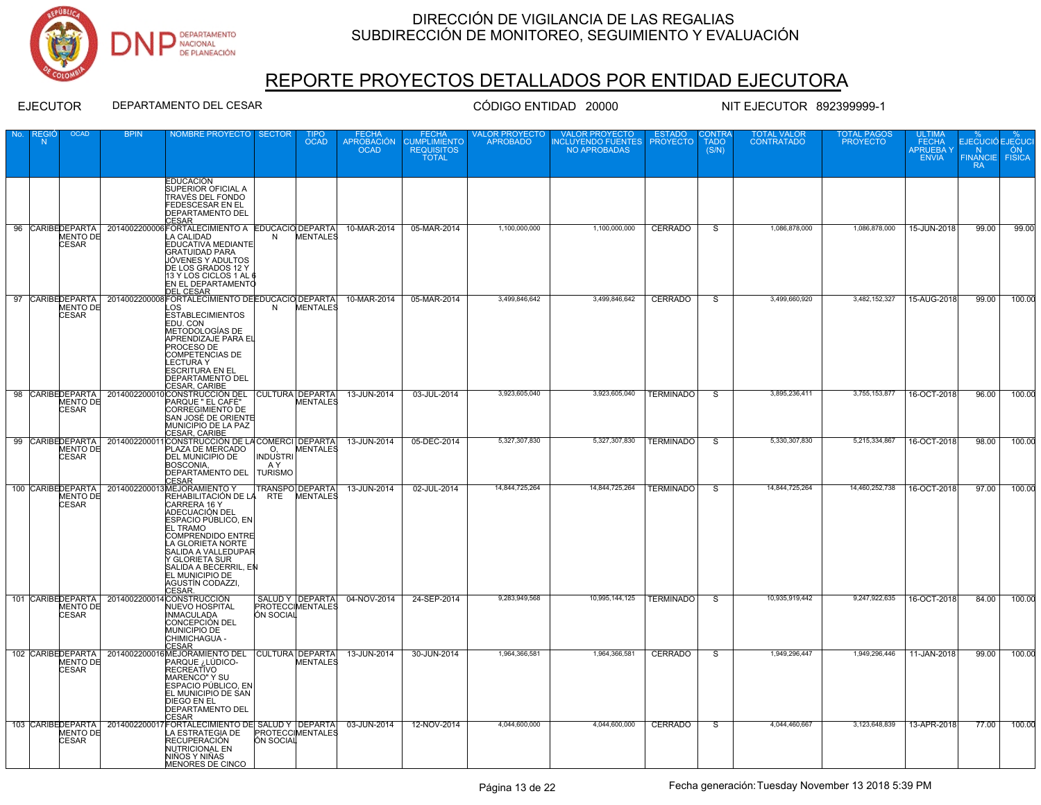DIRECCIÓN DE VIGILANCIA DE LAS REGALIAS
SUBDIRECCIÓN DE MONITOREO, SEGUIMIENTO Y EVALUACIÓN

# REPORTE PROYECTOS DETALLADOS POR ENTIDAD EJECUTORA

EJECUTOR DEPARTAMENTO DEL CESAR CÓDIGO ENTIDAD 20000 NIT EJECUTOR 892399999-1

| No. | REGIÓN | OCAD | BPIN | NOMBRE PROYECTO | SECTOR | TIPO OCAD | FECHA APROBACIÓN OCAD | FECHA CUMPLIMIENTO REQUISITOS TOTAL | VALOR PROYECTO APROBADO | VALOR PROYECTO INCLUYENDO FUENTES NO APROBADAS | ESTADO PROYECTO | CONTRATADO (S/N) | TOTAL VALOR CONTRATADO | TOTAL PAGOS PROYECTO | ULTIMA FECHA APRUEBA Y ENVIA | % EJECUCIÓN FINANCIERA | % EJECUCIÓN FISICA |
|---|---|---|---|---|---|---|---|---|---|---|---|---|---|---|---|---|---|
| | | | | EDUCACIÓN SUPERIOR OFICIAL A TRAVÉS DEL FONDO FEDESCESAR EN EL DEPARTAMENTO DEL CESAR | | | | | | | | | | | | | |
| 96 | CARIBE | DEPARTAMENTO DE CESAR | 2014002200006 | FORTALECIMIENTO A LA CALIDAD EDUCATIVA MEDIANTE GRATUIDAD PARA JÓVENES Y ADULTOS DE LOS GRADOS 12 Y 13 Y LOS CICLOS 1 AL 6 EN EL DEPARTAMENTO DEL CESAR | EDUCACIÓN | DEPARTAMENTALES | 10-MAR-2014 | 05-MAR-2014 | 1,100,000,000 | 1,100,000,000 | CERRADO | S | 1,086,878,000 | 1,086,878,000 | 15-JUN-2018 | 99.00 | 99.00 |
| 97 | CARIBE | DEPARTAMENTO DE CESAR | 2014002200008 | FORTALECIMIENTO DE LOS ESTABLECIMIENTOS EDU. CON METODOLOGÍAS DE APRENDIZAJE PARA EL PROCESO DE COMPETENCIAS DE LECTURA Y ESCRITURA EN EL DEPARTAMENTO DEL CESAR, CARIBE | EDUCACIÓN | DEPARTAMENTALES | 10-MAR-2014 | 05-MAR-2014 | 3,499,846,642 | 3,499,846,642 | CERRADO | S | 3,499,660,920 | 3,482,152,327 | 15-AUG-2018 | 99.00 | 100.00 |
| 98 | CARIBE | DEPARTAMENTO DE CESAR | 2014002200010 | CONSTRUCCIÓN DEL PARQUE " EL CAFÉ" CORREGIMIENTO DE SAN JOSÉ DE ORIENTE MUNICIPIO DE LA PAZ CESAR, CARIBE | CULTURA | DEPARTAMENTALES | 13-JUN-2014 | 03-JUL-2014 | 3,923,605,040 | 3,923,605,040 | TERMINADO | S | 3,895,236,411 | 3,755,153,877 | 16-OCT-2018 | 96.00 | 100.00 |
| 99 | CARIBE | DEPARTAMENTO DE CESAR | 2014002200011 | CONSTRUCCIÓN DE LA PLAZA DE MERCADO DEL MUNICIPIO DE BOSCONIA, DEPARTAMENTO DEL CESAR | COMERCIO, INDUSTRIA Y TURISMO | DEPARTAMENTALES | 13-JUN-2014 | 05-DEC-2014 | 5,327,307,830 | 5,327,307,830 | TERMINADO | S | 5,330,307,830 | 5,215,334,867 | 16-OCT-2018 | 98.00 | 100.00 |
| 100 | CARIBE | DEPARTAMENTO DE CESAR | 2014002200013 | MEJORAMIENTO Y REHABILITACIÓN DE LA CARRERA 16 Y ADECUACIÓN DEL ESPACIO PÚBLICO, EN EL TRAMO COMPRENDIDO ENTRE LA GLORIETA NORTE SALIDA A VALLEDUPAR Y GLORIETA SUR SALIDA A BECERRIL, EN EL MUNICIPIO DE AGUSTÍN CODAZZI, CESAR. | TRANSPORTE | DEPARTAMENTALES | 13-JUN-2014 | 02-JUL-2014 | 14,844,725,264 | 14,844,725,264 | TERMINADO | S | 14,844,725,264 | 14,460,252,738 | 16-OCT-2018 | 97.00 | 100.00 |
| 101 | CARIBE | DEPARTAMENTO DE CESAR | 2014002200014 | CONSTRUCCIÓN NUEVO HOSPITAL INMACULADA CONCEPCIÓN DEL MUNICIPIO DE CHIMICHAGUA - CESAR | SALUD Y PROTECCIÓN SOCIAL | DEPARTAMENTALES | 04-NOV-2014 | 24-SEP-2014 | 9,283,949,568 | 10,995,144,125 | TERMINADO | S | 10,935,919,442 | 9,247,922,635 | 16-OCT-2018 | 84.00 | 100.00 |
| 102 | CARIBE | DEPARTAMENTO DE CESAR | 2014002200016 | MEJORAMIENTO DEL PARQUE ¿LÚDICO-RECREATIVO MARENCO" Y SU ESPACIO PÚBLICO, EN EL MUNICIPIO DE SAN DIEGO EN EL DEPARTAMENTO DEL CESAR | CULTURA | DEPARTAMENTALES | 13-JUN-2014 | 30-JUN-2014 | 1,964,366,581 | 1,964,366,581 | CERRADO | S | 1,949,296,447 | 1,949,296,446 | 11-JAN-2018 | 99.00 | 100.00 |
| 103 | CARIBE | DEPARTAMENTO DE CESAR | 2014002200017 | FORTALECIMIENTO DE LA ESTRATEGIA DE RECUPERACIÓN NUTRICIONAL EN NIÑOS Y NIÑAS MENORES DE CINCO | SALUD Y PROTECCIÓN SOCIAL | DEPARTAMENTALES | 03-JUN-2014 | 12-NOV-2014 | 4,044,600,000 | 4,044,600,000 | CERRADO | S | 4,044,460,667 | 3,123,648,839 | 13-APR-2018 | 77.00 | 100.00 |

Fecha generación: Tuesday November 13 2018 5:39 PM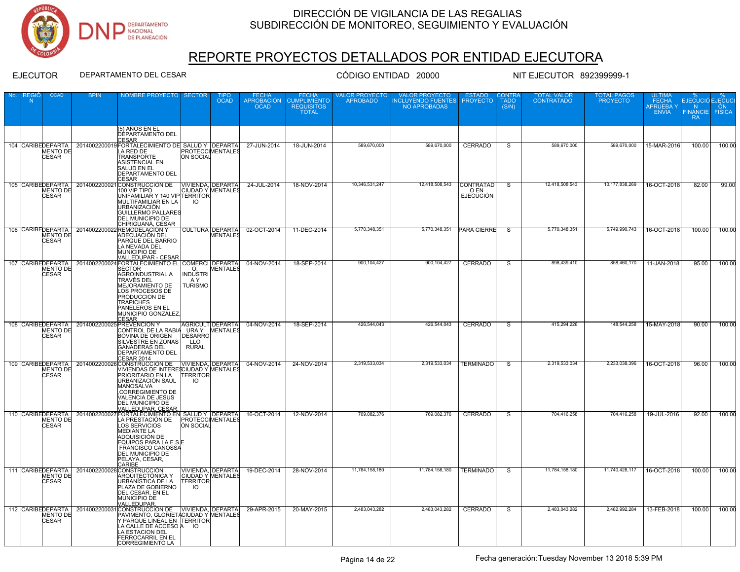# DIRECCIÓN DE VIGILANCIA DE LAS REGALIAS
## SUBDIRECCIÓN DE MONITOREO, SEGUIMIENTO Y EVALUACIÓN

# REPORTE PROYECTOS DETALLADOS POR ENTIDAD EJECUTORA

EJECUTOR DEPARTAMENTO DEL CESAR CÓDIGO ENTIDAD 20000 NIT EJECUTOR 892399999-1

| No. | REGIÓN | OCAD | BPIN | NOMBRE PROYECTO | SECTOR | TIPO OCAD | FECHA APROBACIÓN OCAD | FECHA CUMPLIMIENTO REQUISITOS TOTAL | VALOR PROYECTO APROBADO | VALOR PROYECTO INCLUYENDO FUENTES NO APROBADAS | ESTADO PROYECTO | CONTRATADO (S/N) | TOTAL VALOR CONTRATADO | TOTAL PAGOS PROYECTO | ULTIMA FECHA APRUEBA Y ENVIA | % EJECUCIÓN FINANCIERA | % EJECUCIÓN FISICA |
|---|---|---|---|---|---|---|---|---|---|---|---|---|---|---|---|---|---|
| | | | | (5) AÑOS EN EL DEPARTAMENTO DEL CESAR | | | | | | | | | | | | | |
| 104 | CARIBE | DEPARTAMENTO DE CESAR | 2014002200019 | FORTALECIMIENTO DE LA RED DE TRANSPORTE ASISTENCIAL EN SALUD EN EL DEPARTAMENTO DEL CESAR | SALUD Y PROTECCIÓN SOCIAL | DEPARTAMENTALES | 27-JUN-2014 | 18-JUN-2014 | 589,670,000 | 589,670,000 | CERRADO | S | 589,670,000 | 589,670,000 | 15-MAR-2016 | 100.00 | 100.00 |
| 105 | CARIBE | DEPARTAMENTO DE CESAR | 2014002200021 | CONSTRUCCIÓN DE 100 VIP TIPO UNIFAMILIAR Y 140 VIP MULTIFAMILIAR EN LA URBANIZACIÓN GUILLERMO PALLARES DEL MUNICIPIO DE CHIRIGUANÁ, CESAR | VIVIENDA, CIUDAD Y TERRITORIO | DEPARTAMENTALES | 24-JUL-2014 | 18-NOV-2014 | 10,346,531,247 | 12,418,508,543 | CONTRATADO EN EJECUCIÓN | S | 12,418,508,543 | 10,177,838,269 | 16-OCT-2018 | 82.00 | 99.00 |
| 106 | CARIBE | DEPARTAMENTO DE CESAR | 2014002200022 | REMODELACIÓN Y ADECUACIÓN DEL PARQUE DEL BARRIO LA NEVADA DEL MUNICIPIO DE VALLEDUPAR - CESAR | CULTURA | DEPARTAMENTALES | 02-OCT-2014 | 11-DEC-2014 | 5,770,348,351 | 5,770,348,351 | PARA CIERRE | S | 5,770,348,351 | 5,749,990,743 | 16-OCT-2018 | 100.00 | 100.00 |
| 107 | CARIBE | DEPARTAMENTO DE CESAR | 2014002200024 | FORTALECIMIENTO EL SECTOR AGROINDUSTRIAL A TRAVÉS DEL MEJORAMIENTO DE LOS PROCESOS DE PRODUCCION DE TRAPICHES PANELEROS EN EL MUNICIPIO GONZÁLEZ, CESAR | COMERCIO, INDUSTRIA Y TURISMO | DEPARTAMENTALES | 04-NOV-2014 | 18-SEP-2014 | 900,104,427 | 900,104,427 | CERRADO | S | 898,439,410 | 858,460,170 | 11-JAN-2018 | 95.00 | 100.00 |
| 108 | CARIBE | DEPARTAMENTO DE CESAR | 2014002200025 | PREVENCIÓN Y CONTROL DE LA RABIA BOVINA DE ORIGEN SILVESTRE EN ZONAS GANADERAS DEL DEPARTAMENTO DEL CESAR 2014 | AGRICULTURA Y DESARROLLO RURAL | DEPARTAMENTALES | 04-NOV-2014 | 18-SEP-2014 | 426,544,043 | 426,544,043 | CERRADO | S | 415,294,226 | 148,544,258 | 15-MAY-2018 | 90.00 | 100.00 |
| 109 | CARIBE | DEPARTAMENTO DE CESAR | 2014002200026 | CONSTRUCCIÓN DE VIVIENDAS DE INTERES PRIORITARIO EN LA URBANIZACIÓN SAUL MANOSALVA ,CORREGIMIENTO DE VALENCIA DE JESUS DEL MUNICIPIO DE VALLEDUPAR, CESAR. | VIVIENDA, CIUDAD Y TERRITORIO | DEPARTAMENTALES | 04-NOV-2014 | 24-NOV-2014 | 2,319,533,034 | 2,319,533,034 | TERMINADO | S | 2,319,533,034 | 2,233,038,396 | 16-OCT-2018 | 96.00 | 100.00 |
| 110 | CARIBE | DEPARTAMENTO DE CESAR | 2014002200027 | FORTALECIMIENTO EN LA PRESTACIÓN DE LOS SERVICIOS MEDIANTE LA ADQUISICIÓN DE EQUIPOS PARA LA E.S.E FRANCISCO CANOSSA DEL MUNICIPIO DE PELAYA, CESAR, CARIBE | SALUD Y PROTECCIÓN SOCIAL | DEPARTAMENTALES | 16-OCT-2014 | 12-NOV-2014 | 769,082,376 | 769,082,376 | CERRADO | S | 704,416,258 | 704,416,258 | 19-JUL-2016 | 92.00 | 100.00 |
| 111 | CARIBE | DEPARTAMENTO DE CESAR | 2014002200028 | CONSTRUCCIÓN ARQUITECTÓNICA Y URBANÍSTICA DE LA PLAZA DE GOBIERNO DEL CESAR, EN EL MUNICIPIO DE VALLEDUPAR | VIVIENDA, CIUDAD Y TERRITORIO | DEPARTAMENTALES | 19-DEC-2014 | 28-NOV-2014 | 11,784,158,180 | 11,784,158,180 | TERMINADO | S | 11,784,158,180 | 11,740,428,117 | 16-OCT-2018 | 100.00 | 100.00 |
| 112 | CARIBE | DEPARTAMENTO DE CESAR | 2014002200031 | CONSTRUCCIÓN DE PAVIMENTO, GLORIETA Y PARQUE LINEAL EN LA CALLE DE ACCESO A LA ESTACION DEL FERROCARRIL EN EL CORREGIMIENTO LA | VIVIENDA, CIUDAD Y TERRITORIO | DEPARTAMENTALES | 29-APR-2015 | 20-MAY-2015 | 2,483,043,282 | 2,483,043,282 | CERRADO | S | 2,483,043,282 | 2,482,992,284 | 13-FEB-2018 | 100.00 | 100.00 |

Fecha generación: Tuesday November 13 2018 5:39 PM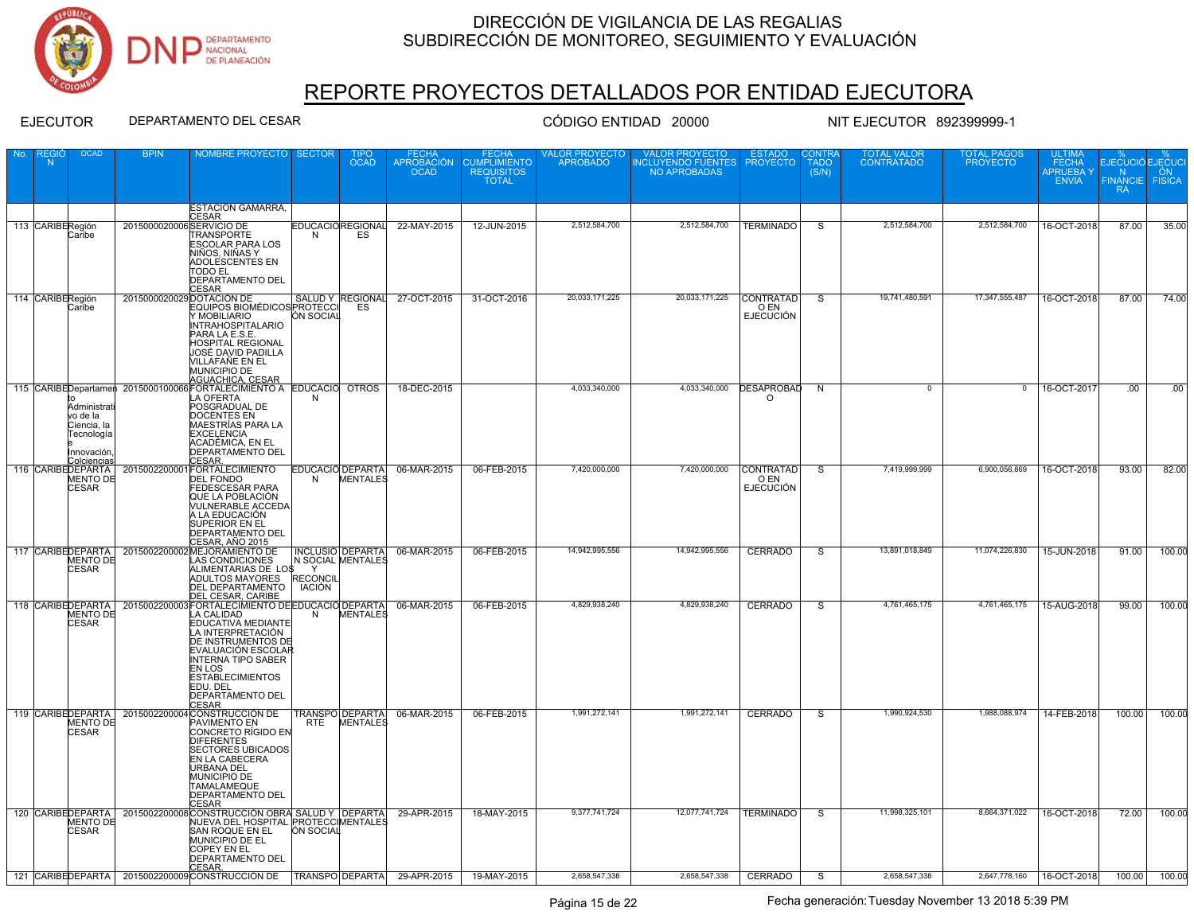# DIRECCIÓN DE VIGILANCIA DE LAS REGALIAS
## SUBDIRECCIÓN DE MONITOREO, SEGUIMIENTO Y EVALUACIÓN

# REPORTE PROYECTOS DETALLADOS POR ENTIDAD EJECUTORA

EJECUTOR DEPARTAMENTO DEL CESAR CÓDIGO ENTIDAD 20000 NIT EJECUTOR 892399999-1

| No. | REGIÓN | OCAD | BPIN | NOMBRE PROYECTO | SECTOR | TIPO OCAD | FECHA APROBACIÓN OCAD | FECHA CUMPLIMIENTO REQUISITOS TOTAL | VALOR PROYECTO APROBADO | VALOR PROYECTO INCLUYENDO FUENTES NO APROBADAS | ESTADO PROYECTO | CONTRATADO (S/N) | TOTAL VALOR CONTRATADO | TOTAL PAGOS PROYECTO | ULTIMA FECHA APRUEBA Y ENVIA | % EJECUCIÓN FINANCIERA | % EJECUCIÓN FISICA |
|---|---|---|---|---|---|---|---|---|---|---|---|---|---|---|---|---|---|
| | | | | ESTACION GAMARRA, CESAR | | | | | | | | | | | | | |
| 113 | CARIBE | Región Caribe | 2015000020006 | SERVICIO DE TRANSPORTE ESCOLAR PARA LOS NIÑOS, NIÑAS Y ADOLESCENTES EN TODO EL DEPARTAMENTO DEL CESAR | EDUCACIÓN | REGIONALES | 22-MAY-2015 | 12-JUN-2015 | 2,512,584,700 | 2,512,584,700 | TERMINADO | S | 2,512,584,700 | 2,512,584,700 | 16-OCT-2018 | 87.00 | 35.00 |
| 114 | CARIBE | Región Caribe | 2015000020029 | DOTACIÓN DE EQUIPOS BIOMÉDICOS Y MOBILIARIO INTRAHOSPITALARIO PARA LA E.S.E. HOSPITAL REGIONAL JOSÉ DAVID PADILLA VILLAFAÑE EN EL MUNICIPIO DE AGUACHICA, CESAR | SALUD Y PROTECCIÓN SOCIAL | REGIONALES | 27-OCT-2015 | 31-OCT-2016 | 20,033,171,225 | 20,033,171,225 | CONTRATADO EN EJECUCIÓN | S | 19,741,480,591 | 17,347,555,487 | 16-OCT-2018 | 87.00 | 74.00 |
| 115 | CARIBE | Departamento Administrativo de la Ciencia, la Tecnología e Innovación, Colciencias | 2015000100066 | FORTALECIMIENTO A LA OFERTA POSGRADUAL DE DOCENTES EN MAESTRÍAS PARA LA EXCELENCIA ACADÉMICA, EN EL DEPARTAMENTO DEL CESAR. | EDUCACIÓN | OTROS | 18-DEC-2015 | | 4,033,340,000 | 4,033,340,000 | DESAPROBADO | N | 0 | 0 | 16-OCT-2017 | .00 | .00 |
| 116 | CARIBE | DEPARTAMENTO DE CESAR | 2015002200001 | FORTALECIMIENTO DEL FONDO FEDESCESAR PARA QUE LA POBLACIÓN VULNERABLE ACCEDA A LA EDUCACIÓN SUPERIOR EN EL DEPARTAMENTO DEL CESAR, AÑO 2015 | EDUCACIÓN | DEPARTAMENTALES | 06-MAR-2015 | 06-FEB-2015 | 7,420,000,000 | 7,420,000,000 | CONTRATADO EN EJECUCIÓN | S | 7,419,999,999 | 6,900,056,869 | 16-OCT-2018 | 93.00 | 82.00 |
| 117 | CARIBE | DEPARTAMENTO DE CESAR | 2015002200002 | MEJORAMIENTO DE LAS CONDICIONES ALIMENTARIAS DE LOS ADULTOS MAYORES DEL DEPARTAMENTO DEL CESAR, CARIBE | INCLUSIÓN SOCIAL Y RECONCILIACIÓN | DEPARTAMENTALES | 06-MAR-2015 | 06-FEB-2015 | 14,942,995,556 | 14,942,995,556 | CERRADO | S | 13,891,018,849 | 11,074,226,830 | 15-JUN-2018 | 91.00 | 100.00 |
| 118 | CARIBE | DEPARTAMENTO DE CESAR | 2015002200003 | FORTALECIMIENTO DE LA CALIDAD EDUCATIVA MEDIANTE LA INTERPRETACIÓN DE INSTRUMENTOS DE EVALUACIÓN ESCOLAR INTERNA TIPO SABER EN LOS ESTABLECIMIENTOS EDU. DEL DEPARTAMENTO DEL CESAR | EDUCACIÓN | DEPARTAMENTALES | 06-MAR-2015 | 06-FEB-2015 | 4,829,938,240 | 4,829,938,240 | CERRADO | S | 4,761,465,175 | 4,761,465,175 | 15-AUG-2018 | 99.00 | 100.00 |
| 119 | CARIBE | DEPARTAMENTO DE CESAR | 2015002200004 | CONSTRUCCIÓN DE PAVIMENTO EN CONCRETO RÍGIDO EN DIFERENTES SECTORES UBICADOS EN LA CABECERA URBANA DEL MUNICIPIO DE TAMALAMEQUE DEPARTAMENTO DEL CESAR | TRANSPORTE | DEPARTAMENTALES | 06-MAR-2015 | 06-FEB-2015 | 1,991,272,141 | 1,991,272,141 | CERRADO | S | 1,990,924,530 | 1,988,088,974 | 14-FEB-2018 | 100.00 | 100.00 |
| 120 | CARIBE | DEPARTAMENTO DE CESAR | 2015002200008 | CONSTRUCCIÓN OBRA NUEVA DEL HOSPITAL SAN ROQUE EN EL MUNICIPIO DE EL COPEY EN EL DEPARTAMENTO DEL CESAR. | SALUD Y PROTECCIÓN SOCIAL | DEPARTAMENTALES | 29-APR-2015 | 18-MAY-2015 | 9,377,741,724 | 12,077,741,724 | TERMINADO | S | 11,998,325,101 | 8,664,371,022 | 16-OCT-2018 | 72.00 | 100.00 |
| 121 | CARIBE | DEPARTA | 2015002200009 | CONSTRUCCIÓN DE | TRANSPO | DEPARTA | 29-APR-2015 | 19-MAY-2015 | 2,658,547,338 | 2,658,547,338 | CERRADO | S | 2,658,547,338 | 2,647,778,160 | 16-OCT-2018 | 100.00 | 100.00 |

Fecha generación: Tuesday November 13 2018 5:39 PM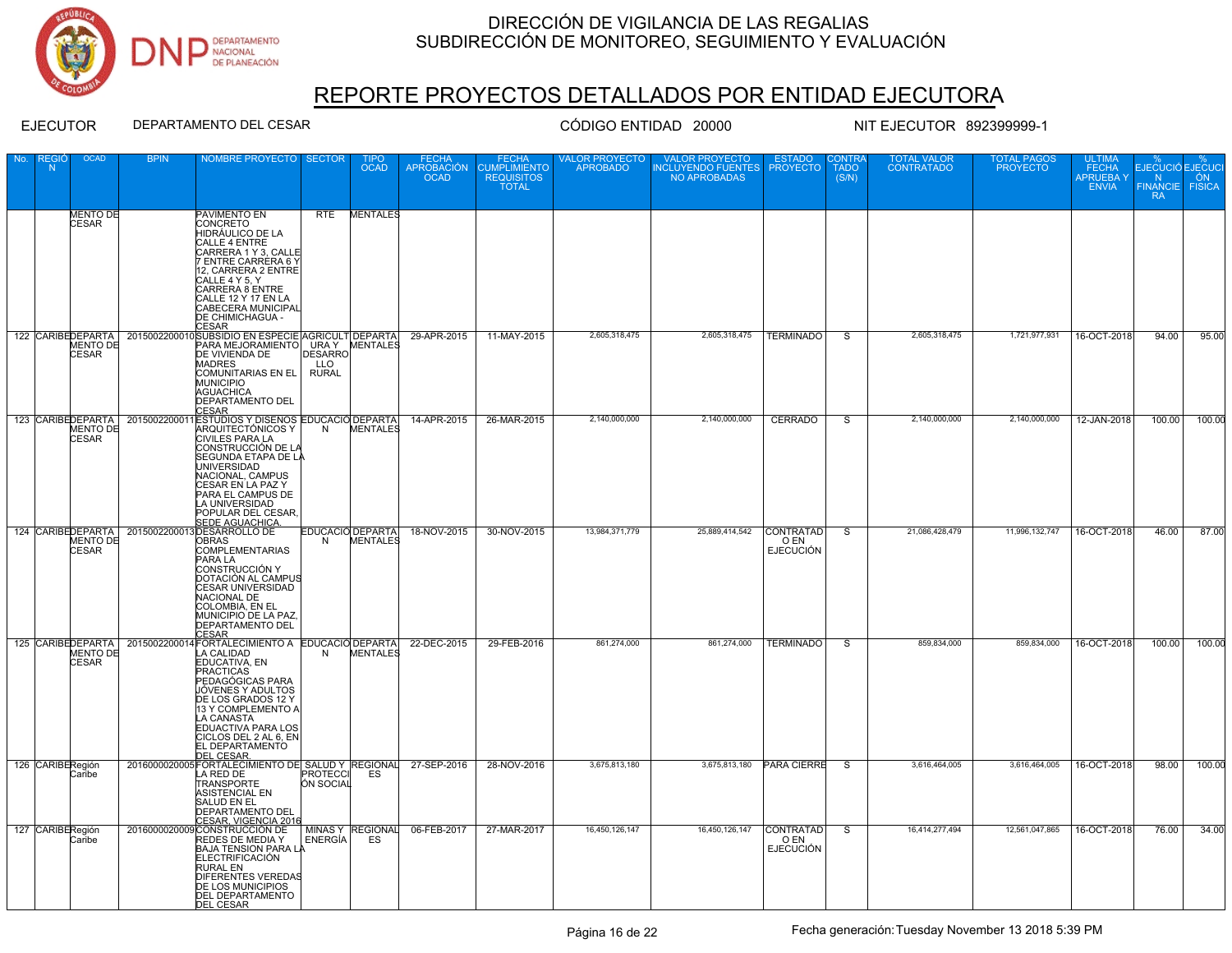# DIRECCIÓN DE VIGILANCIA DE LAS REGALIAS
## SUBDIRECCIÓN DE MONITOREO, SEGUIMIENTO Y EVALUACIÓN

# REPORTE PROYECTOS DETALLADOS POR ENTIDAD EJECUTORA

EJECUTOR DEPARTAMENTO DEL CESAR CÓDIGO ENTIDAD 20000 NIT EJECUTOR 892399999-1

| No. | REGIÓN | OCAD | BPIN | NOMBRE PROYECTO | SECTOR | TIPO OCAD | FECHA APROBACIÓN OCAD | FECHA CUMPLIMIENTO REQUISITOS TOTAL | VALOR PROYECTO APROBADO | VALOR PROYECTO INCLUYENDO FUENTES NO APROBADAS | ESTADO PROYECTO | CONTRATADO (S/N) | TOTAL VALOR CONTRATADO | TOTAL PAGOS PROYECTO | ULTIMA FECHA APRUEBA Y ENVIA | % EJECUCIÓN FINANCIERA | % EJECUCIÓN FISICA |
|---|---|---|---|---|---|---|---|---|---|---|---|---|---|---|---|---|---|
| | | MENTO DE CESAR | | PAVIMENTO EN CONCRETO HIDRÁULICO DE LA CALLE 4 ENTRE CARRERA 1 Y 3, CALLE 7 ENTRE CARRERA 6 Y 12, CARRERA 2 ENTRE CALLE 4 Y 5, Y CARRERA 8 ENTRE CALLE 12 Y 17 EN LA CABECERA MUNICIPAL DE CHIMICHAGUA - CESAR | RTE | MENTALES | | | | | | | | | | | |
| 122 | CARIBE | DEPARTAMENTO DE CESAR | 2015002200010 | SUBSIDIO EN ESPECIE PARA MEJORAMIENTO DE VIVIENDA DE MADRES COMUNITARIAS EN EL MUNICIPIO AGUACHICA DEPARTAMENTO DEL CESAR | AGRICULTURA Y DESARROLLO RURAL | DEPARTAMENTALES | 29-APR-2015 | 11-MAY-2015 | 2,605,318,475 | 2,605,318,475 | TERMINADO | S | 2,605,318,475 | 1,721,977,931 | 16-OCT-2018 | 94.00 | 95.00 |
| 123 | CARIBE | DEPARTAMENTO DE CESAR | 2015002200011 | ESTUDIOS Y DISEÑOS ARQUITECTÓNICOS Y CIVILES PARA LA CONSTRUCCIÓN DE LA SEGUNDA ETAPA DE LA UNIVERSIDAD NACIONAL, CAMPUS CESAR EN LA PAZ Y PARA EL CAMPUS DE LA UNIVERSIDAD POPULAR DEL CESAR, SEDE AGUACHICA. | EDUCACIÓN | DEPARTAMENTALES | 14-APR-2015 | 26-MAR-2015 | 2,140,000,000 | 2,140,000,000 | CERRADO | S | 2,140,000,000 | 2,140,000,000 | 12-JAN-2018 | 100.00 | 100.00 |
| 124 | CARIBE | DEPARTAMENTO DE CESAR | 2015002200013 | DESARROLLO DE OBRAS COMPLEMENTARIAS PARA LA CONSTRUCCIÓN Y DOTACIÓN AL CAMPUS CESAR UNIVERSIDAD NACIONAL DE COLOMBIA, EN EL MUNICIPIO DE LA PAZ, DEPARTAMENTO DEL CESAR | EDUCACIÓN | DEPARTAMENTALES | 18-NOV-2015 | 30-NOV-2015 | 13,984,371,779 | 25,889,414,542 | CONTRATADO EN EJECUCIÓN | S | 21,086,428,479 | 11,996,132,747 | 16-OCT-2018 | 46.00 | 87.00 |
| 125 | CARIBE | DEPARTAMENTO DE CESAR | 2015002200014 | FORTALECIMIENTO A LA CALIDAD EDUCATIVA, EN PRACTICAS PEDAGÓGICAS PARA JÓVENES Y ADULTOS DE LOS GRADOS 12 Y 13 Y COMPLEMENTO A LA CANASTA EDUACTIVA PARA LOS CICLOS DEL 2 AL 6, EN EL DEPARTAMENTO DEL CESAR. | EDUCACIÓN | DEPARTAMENTALES | 22-DEC-2015 | 29-FEB-2016 | 861,274,000 | 861,274,000 | TERMINADO | S | 859,834,000 | 859,834,000 | 16-OCT-2018 | 100.00 | 100.00 |
| 126 | CARIBE | Región Caribe | 2016000020005 | FORTALECIMIENTO DE LA RED DE TRANSPORTE ASISTENCIAL EN SALUD EN EL DEPARTAMENTO DEL CESAR, VIGENCIA 2016 | SALUD Y PROTECCIÓN SOCIAL | REGIONALES | 27-SEP-2016 | 28-NOV-2016 | 3,675,813,180 | 3,675,813,180 | PARA CIERRE | S | 3,616,464,005 | 3,616,464,005 | 16-OCT-2018 | 98.00 | 100.00 |
| 127 | CARIBE | Región Caribe | 2016000020009 | CONSTRUCCIÓN DE REDES DE MEDIA Y BAJA TENSION PARA LA ELECTRIFICACIÓN RURAL EN DIFERENTES VEREDAS DE LOS MUNICIPIOS DEL DEPARTAMENTO DEL CESAR | MINAS Y ENERGÍA | REGIONALES | 06-FEB-2017 | 27-MAR-2017 | 16,450,126,147 | 16,450,126,147 | CONTRATADO EN EJECUCIÓN | S | 16,414,277,494 | 12,561,047,865 | 16-OCT-2018 | 76.00 | 34.00 |

Fecha generación: Tuesday November 13 2018 5:39 PM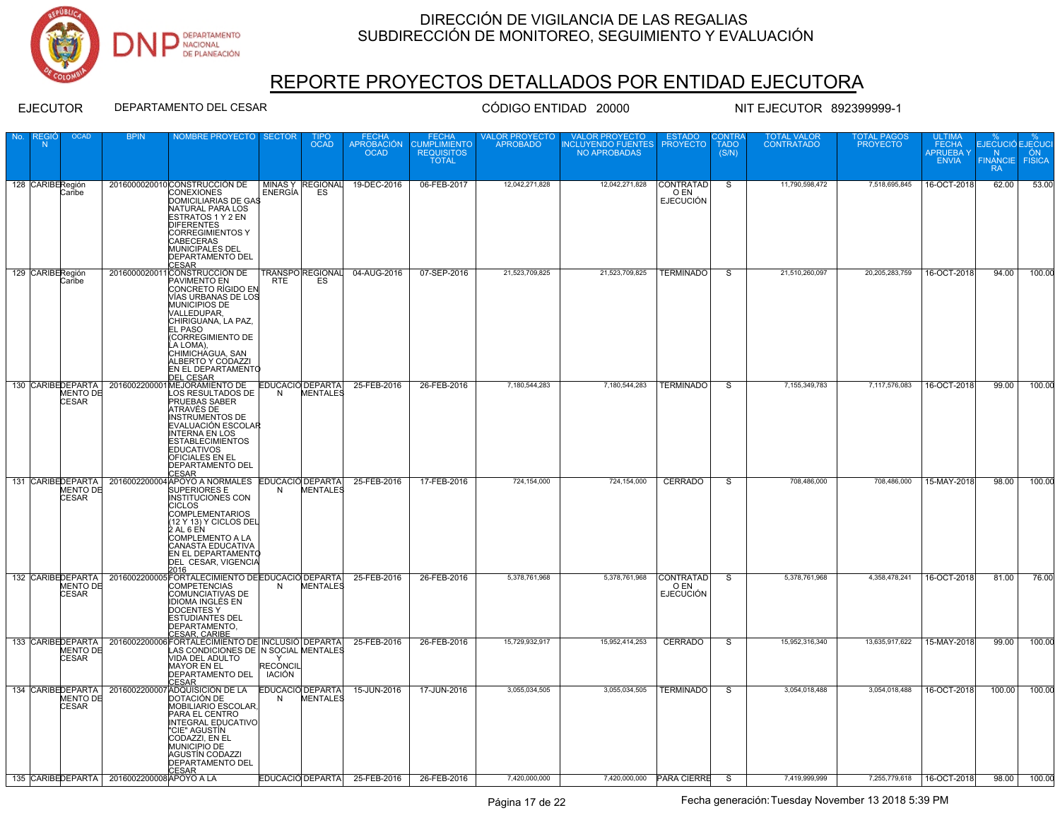DIRECCIÓN DE VIGILANCIA DE LAS REGALIAS
SUBDIRECCIÓN DE MONITOREO, SEGUIMIENTO Y EVALUACIÓN

# REPORTE PROYECTOS DETALLADOS POR ENTIDAD EJECUTORA

EJECUTOR DEPARTAMENTO DEL CESAR CÓDIGO ENTIDAD 20000 NIT EJECUTOR 892399999-1

| No. | REGIÓN | OCAD | BPIN | NOMBRE PROYECTO | SECTOR | TIPO OCAD | FECHA APROBACIÓN OCAD | FECHA CUMPLIMIENTO REQUISITOS TOTAL | VALOR PROYECTO APROBADO | VALOR PROYECTO INCLUYENDO FUENTES NO APROBADAS | ESTADO PROYECTO | CONTRATADO (S/N) | TOTAL VALOR CONTRATADO | TOTAL PAGOS PROYECTO | ULTIMA FECHA APRUEBA Y ENVIA | % EJECUCIÓN FINANCIERA | % EJECUCIÓN FISICA |
|---|---|---|---|---|---|---|---|---|---|---|---|---|---|---|---|---|---|
| 128 | CARIBE | Región Caribe | 2016000020010 | CONSTRUCCIÓN DE CONEXIONES DOMICILIARIAS DE GAS NATURAL PARA LOS ESTRATOS 1 Y 2 EN DIFERENTES CORREGIMIENTOS Y CABECERAS MUNICIPALES DEL DEPARTAMENTO DEL CESAR | MINAS Y ENERGÍA | REGIONALES | 19-DEC-2016 | 06-FEB-2017 | 12,042,271,828 | 12,042,271,828 | CONTRATADO EN EJECUCIÓN | S | 11,790,598,472 | 7,518,695,845 | 16-OCT-2018 | 62.00 | 53.00 |
| 129 | CARIBE | Región Caribe | 2016000020011 | CONSTRUCCIÓN DE PAVIMENTO EN CONCRETO RÍGIDO EN VÍAS URBANAS DE LOS MUNICIPIOS DE VALLEDUPAR, CHIRIGUANA, LA PAZ, EL PASO (CORREGIMIENTO DE LA LOMA), CHIMICHAGUA, SAN ALBERTO Y CODAZZI EN EL DEPARTAMENTO DEL CESAR | TRANSPORTE | REGIONALES | 04-AUG-2016 | 07-SEP-2016 | 21,523,709,825 | 21,523,709,825 | TERMINADO | S | 21,510,260,097 | 20,205,283,759 | 16-OCT-2018 | 94.00 | 100.00 |
| 130 | CARIBE | DEPARTAMENTO DE CESAR | 2016002200001 | MEJORAMIENTO DE LOS RESULTADOS DE PRUEBAS SABER ATRAVÉS DE INSTRUMENTOS DE EVALUACIÓN ESCOLAR INTERNA EN LOS ESTABLECIMIENTOS EDUCATIVOS OFICIALES EN EL DEPARTAMENTO DEL CESAR | EDUCACIÓN | DEPARTAMENTALES | 25-FEB-2016 | 26-FEB-2016 | 7,180,544,283 | 7,180,544,283 | TERMINADO | S | 7,155,349,783 | 7,117,576,083 | 16-OCT-2018 | 99.00 | 100.00 |
| 131 | CARIBE | DEPARTAMENTO DE CESAR | 2016002200004 | APOYO A NORMALES SUPERIORES E INSTITUCIONES CON CICLOS COMPLEMENTARIOS (12 Y 13) Y CICLOS DEL 2 AL 6 EN COMPLEMENTO A LA CANASTA EDUCATIVA EN EL DEPARTAMENTO DEL CESAR, VIGENCIA 2016 | EDUCACIÓN | DEPARTAMENTALES | 25-FEB-2016 | 17-FEB-2016 | 724,154,000 | 724,154,000 | CERRADO | S | 708,486,000 | 708,486,000 | 15-MAY-2018 | 98.00 | 100.00 |
| 132 | CARIBE | DEPARTAMENTO DE CESAR | 2016002200005 | FORTALECIMIENTO DE COMPETENCIAS COMUNICATIVAS DE IDIOMA INGLÉS EN DOCENTES Y ESTUDIANTES DEL DEPARTAMENTO, CESAR, CARIBE | EDUCACIÓN | DEPARTAMENTALES | 25-FEB-2016 | 26-FEB-2016 | 5,378,761,968 | 5,378,761,968 | CONTRATADO EN EJECUCIÓN | S | 5,378,761,968 | 4,358,478,241 | 16-OCT-2018 | 81.00 | 76.00 |
| 133 | CARIBE | DEPARTAMENTO DE CESAR | 2016002200006 | FORTALECIMIENTO DE LAS CONDICIONES DE VIDA DEL ADULTO MAYOR EN EL DEPARTAMENTO DEL CESAR | INCLUSIÓN SOCIAL Y RECONCILIACIÓN | DEPARTAMENTALES | 25-FEB-2016 | 26-FEB-2016 | 15,729,932,917 | 15,952,414,253 | CERRADO | S | 15,952,316,340 | 13,635,917,622 | 15-MAY-2018 | 99.00 | 100.00 |
| 134 | CARIBE | DEPARTAMENTO DE CESAR | 2016002200007 | ADQUISICIÓN DE LA DOTACIÓN DE MOBILIARIO ESCOLAR, PARA EL CENTRO INTEGRAL EDUCATIVO "CIE" AGUSTÍN CODAZZI, EN EL MUNICIPIO DE AGUSTÍN CODAZZI DEPARTAMENTO DEL CESAR | EDUCACIÓN | DEPARTAMENTALES | 15-JUN-2016 | 17-JUN-2016 | 3,055,034,505 | 3,055,034,505 | TERMINADO | S | 3,054,018,488 | 3,054,018,488 | 16-OCT-2018 | 100.00 | 100.00 |
| 135 | CARIBE | DEPARTA | 2016002200008 | APOYO A LA | EDUCACIÓN | DEPARTA | 25-FEB-2016 | 26-FEB-2016 | 7,420,000,000 | 7,420,000,000 | PARA CIERRE | S | 7,419,999,999 | 7,255,779,618 | 16-OCT-2018 | 98.00 | 100.00 |

Fecha generación: Tuesday November 13 2018 5:39 PM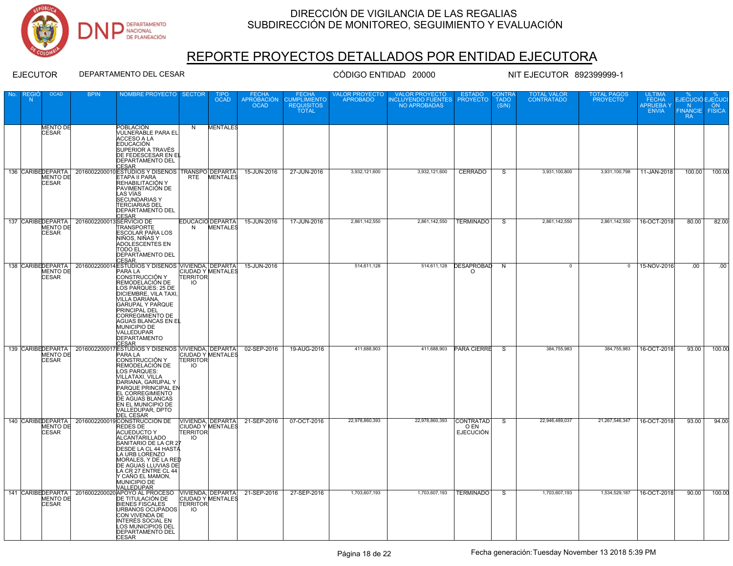# DIRECCIÓN DE VIGILANCIA DE LAS REGALIAS
## SUBDIRECCIÓN DE MONITOREO, SEGUIMIENTO Y EVALUACIÓN

# REPORTE PROYECTOS DETALLADOS POR ENTIDAD EJECUTORA

EJECUTOR DEPARTAMENTO DEL CESAR — CÓDIGO ENTIDAD 20000 — NIT EJECUTOR 892399999-1

| No. | REGIÓN | OCAD | BPIN | NOMBRE PROYECTO | SECTOR | TIPO OCAD | FECHA APROBACIÓN OCAD | FECHA CUMPLIMIENTO REQUISITOS TOTAL | VALOR PROYECTO APROBADO | VALOR PROYECTO INCLUYENDO FUENTES NO APROBADAS | ESTADO PROYECTO | CONTRATADO (S/N) | TOTAL VALOR CONTRATADO | TOTAL PAGOS PROYECTO | ULTIMA FECHA APRUEBA Y ENVIA | % EJECUCIÓN FINANCIERA | % EJECUCIÓN FISICA |
|---|---|---|---|---|---|---|---|---|---|---|---|---|---|---|---|---|---|
| | | MENTO DE CESAR | | POBLACIÓN VULNERABLE PARA EL ACCESO A LA EDUCACIÓN SUPERIOR A TRAVÉS DE FEDESCESAR EN EL DEPARTAMENTO DEL CESAR | N | MENTALES | | | | | | | | | | | |
| 136 | CARIBE | DEPARTAMENTO DE CESAR | 2016002200010 | ESTUDIOS Y DISEÑOS ETAPA II PARA REHABILITACIÓN Y PAVIMENTACIÓN DE LAS VÍAS SECUNDARIAS Y TERCIARIAS DEL DEPARTAMENTO DEL CESAR | TRANSPORTE | DEPARTAMENTALES | 15-JUN-2016 | 27-JUN-2016 | 3,932,121,600 | 3,932,121,600 | CERRADO | S | 3,931,100,800 | 3,931,100,798 | 11-JAN-2018 | 100.00 | 100.00 |
| 137 | CARIBE | DEPARTAMENTO DE CESAR | 2016002200013 | SERVICIO DE TRANSPORTE ESCOLAR PARA LOS NIÑOS, NIÑAS Y ADOLESCENTES EN TODO EL DEPARTAMENTO DEL CESAR. | EDUCACIÓN | DEPARTAMENTALES | 15-JUN-2016 | 17-JUN-2016 | 2,861,142,550 | 2,861,142,550 | TERMINADO | S | 2,861,142,550 | 2,861,142,550 | 16-OCT-2018 | 80.00 | 82.00 |
| 138 | CARIBE | DEPARTAMENTO DE CESAR | 2016002200014 | ESTUDIOS Y DISEÑOS PARA LA CONSTRUCCIÓN Y REMODELACIÓN DE LOS PARQUES: 25 DE DICIEMBRE, VILA TAXI, VILLA DARIANA, GARUPAL Y PARQUE PRINCIPAL DEL CORREGIMIENTO DE AGUAS BLANCAS EN EL MUNICIPIO DE VALLEDUPAR DEPARTAMENTO CESAR | VIVIENDA, CIUDAD Y TERRITORIO | DEPARTAMENTALES | 15-JUN-2016 | | 514,611,128 | 514,611,128 | DESAPROBADO | N | 0 | 0 | 15-NOV-2016 | .00 | .00 |
| 139 | CARIBE | DEPARTAMENTO DE CESAR | 2016002200017 | ESTUDIOS Y DISEÑOS PARA LA CONSTRUCCIÓN Y REMODELACIÓN DE LOS PARQUES: VILLATAXI, VILLA DARIANA, GARUPAL Y PARQUE PRINCIPAL EN EL CORREGIMIENTO DE AGUAS BLANCAS EN EL MUNICIPIO DE VALLEDUPAR, DPTO DEL CESAR | VIVIENDA, CIUDAD Y TERRITORIO | DEPARTAMENTALES | 02-SEP-2016 | 19-AUG-2016 | 411,688,903 | 411,688,903 | PARA CIERRE | S | 384,755,983 | 384,755,983 | 16-OCT-2018 | 93.00 | 100.00 |
| 140 | CARIBE | DEPARTAMENTO DE CESAR | 2016002200019 | CONSTRUCCIÓN DE REDES DE ACUEDUCTO Y ALCANTARILLADO SANITARIO DE LA CR 27 DESDE LA CL 44 HASTA LA URB LORENZO MORALES, Y DE LA RED DE AGUAS LLUVIAS DE LA CR 27 ENTRE CL 44 Y CAÑO EL MAMON, MUNICIPIO DE VALLEDUPAR | VIVIENDA, CIUDAD Y TERRITORIO | DEPARTAMENTALES | 21-SEP-2016 | 07-OCT-2016 | 22,978,860,393 | 22,978,860,393 | CONTRATADO EN EJECUCIÓN | S | 22,946,489,037 | 21,267,546,347 | 16-OCT-2018 | 93.00 | 94.00 |
| 141 | CARIBE | DEPARTAMENTO DE CESAR | 2016002200020 | APOYO AL PROCESO DE TITULACIÓN DE BIENES FISCALES URBANOS OCUPADOS CON VIVIENDA DE INTERÉS SOCIAL EN LOS MUNICIPIOS DEL DEPARTAMENTO DEL CESAR | VIVIENDA, CIUDAD Y TERRITORIO | DEPARTAMENTALES | 21-SEP-2016 | 27-SEP-2016 | 1,703,607,193 | 1,703,607,193 | TERMINADO | S | 1,703,607,193 | 1,534,529,187 | 16-OCT-2018 | 90.00 | 100.00 |

Fecha generación: Tuesday November 13 2018 5:39 PM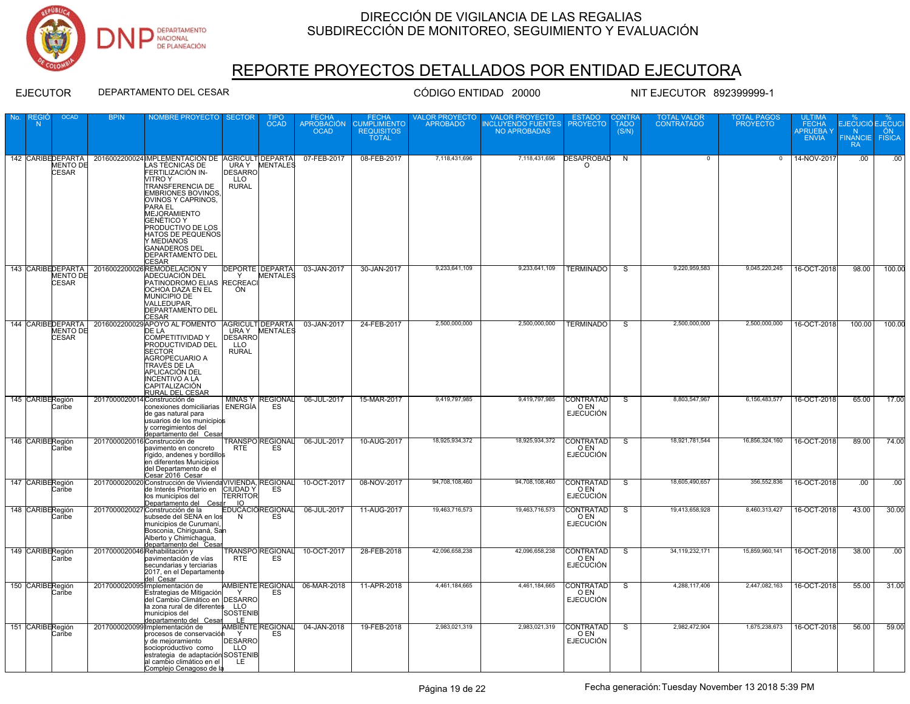DIRECCIÓN DE VIGILANCIA DE LAS REGALIAS
SUBDIRECCIÓN DE MONITOREO, SEGUIMIENTO Y EVALUACIÓN

# REPORTE PROYECTOS DETALLADOS POR ENTIDAD EJECUTORA

EJECUTOR DEPARTAMENTO DEL CESAR CÓDIGO ENTIDAD 20000 NIT EJECUTOR 892399999-1

| No. | REGIÓN | OCAD | BPIN | NOMBRE PROYECTO | SECTOR | TIPO OCAD | FECHA APROBACIÓN OCAD | FECHA CUMPLIMIENTO REQUISITOS TOTAL | VALOR PROYECTO APROBADO | VALOR PROYECTO INCLUYENDO FUENTES NO APROBADAS | ESTADO PROYECTO | CONTRATADO (S/N) | TOTAL VALOR CONTRATADO | TOTAL PAGOS PROYECTO | ULTIMA FECHA APRUEBA Y ENVIA | % EJECUCIÓN FINANCIERA | % EJECUCIÓN FISICA |
|---|---|---|---|---|---|---|---|---|---|---|---|---|---|---|---|---|---|
| 142 | CARIBE | DEPARTAMENTO DE CESAR | 2016002200024 | IMPLEMENTACION DE LAS TECNICAS DE FERTILIZACIÓN IN-VITRO Y TRANSFERENCIA DE EMBRIONES BOVINOS, OVINOS Y CAPRINOS, PARA EL MEJORAMIENTO GENÉTICO Y PRODUCTIVO DE LOS HATOS DE PEQUEÑOS Y MEDIANOS GANADEROS DEL DEPARTAMENTO DEL CESAR | AGRICULTURA Y DESARROLLO RURAL | DEPARTAMENTALES | 07-FEB-2017 | 08-FEB-2017 | 7,118,431,696 | 7,118,431,696 | DESAPROBADO | N | 0 | 0 | 14-NOV-2017 | .00 | .00 |
| 143 | CARIBE | DEPARTAMENTO DE CESAR | 2016002200026 | REMODELACIÓN Y ADECUACIÓN DEL PATINODROMO ELIAS OCHOA DAZA EN EL MUNICIPIO DE VALLEDUPAR, DEPARTAMENTO DEL CESAR | DEPORTE Y RECREACIÓN | DEPARTAMENTALES | 03-JAN-2017 | 30-JAN-2017 | 9,233,641,109 | 9,233,641,109 | TERMINADO | S | 9,220,959,583 | 9,045,220,245 | 16-OCT-2018 | 98.00 | 100.00 |
| 144 | CARIBE | DEPARTAMENTO DE CESAR | 2016002200029 | APOYO AL FOMENTO DE LA COMPETITIVIDAD Y PRODUCTIVIDAD DEL SECTOR AGROPECUARIO A TRAVÉS DE LA APLICACIÓN DEL INCENTIVO A LA CAPITALIZACIÓN RURAL DEL CESAR | AGRICULTURA Y DESARROLLO RURAL | DEPARTAMENTALES | 03-JAN-2017 | 24-FEB-2017 | 2,500,000,000 | 2,500,000,000 | TERMINADO | S | 2,500,000,000 | 2,500,000,000 | 16-OCT-2018 | 100.00 | 100.00 |
| 145 | CARIBE | Región Caribe | 2017000020014 | Construcción de conexiones domiciliarias de gas natural para usuarios de los municipios y corregimientos del departamento del Cesar | MINAS Y ENERGÍA | REGIONALES | 06-JUL-2017 | 15-MAR-2017 | 9,419,797,985 | 9,419,797,985 | CONTRATADO EN EJECUCIÓN | S | 8,803,547,967 | 6,156,483,577 | 16-OCT-2018 | 65.00 | 17.00 |
| 146 | CARIBE | Región Caribe | 2017000020016 | Construcción de pavimento en concreto rígido, andenes y bordillos en diferentes Municipios del Departamento de el Cesar 2016 Cesar | TRANSPORTE | REGIONALES | 06-JUL-2017 | 10-AUG-2017 | 18,925,934,372 | 18,925,934,372 | CONTRATADO EN EJECUCIÓN | S | 18,921,781,544 | 16,856,324,160 | 16-OCT-2018 | 89.00 | 74.00 |
| 147 | CARIBE | Región Caribe | 2017000020020 | Construcción de Vivienda de Interés Prioritario en los municipios del Departamento del Cesar | VIVIENDA, CIUDAD Y TERRITORIO | REGIONALES | 10-OCT-2017 | 08-NOV-2017 | 94,708,108,460 | 94,708,108,460 | CONTRATADO EN EJECUCIÓN | S | 18,605,490,657 | 356,552,836 | 16-OCT-2018 | .00 | .00 |
| 148 | CARIBE | Región Caribe | 2017000020027 | Construcción de la subsede del SENA en los municipios de Curumaní, Bosconia, Chiriguaná, San Alberto y Chimichagua, departamento del Cesar | EDUCACIÓN | REGIONALES | 06-JUL-2017 | 11-AUG-2017 | 19,463,716,573 | 19,463,716,573 | CONTRATADO EN EJECUCIÓN | S | 19,413,658,928 | 8,460,313,427 | 16-OCT-2018 | 43.00 | 30.00 |
| 149 | CARIBE | Región Caribe | 2017000020046 | Rehabilitación y pavimentación de vías secundarias y terciarias 2017, en el Departamento del Cesar | TRANSPORTE | REGIONALES | 10-OCT-2017 | 28-FEB-2018 | 42,096,658,238 | 42,096,658,238 | CONTRATADO EN EJECUCIÓN | S | 34,119,232,171 | 15,859,960,141 | 16-OCT-2018 | 38.00 | .00 |
| 150 | CARIBE | Región Caribe | 2017000020095 | Implementación de Estrategias de Mitigación del Cambio Climático en la zona rural de diferentes municipios del departamento del Cesar | AMBIENTE Y DESARROLLO SOSTENIBLE | REGIONALES | 06-MAR-2018 | 11-APR-2018 | 4,461,184,665 | 4,461,184,665 | CONTRATADO EN EJECUCIÓN | S | 4,288,117,406 | 2,447,082,163 | 16-OCT-2018 | 55.00 | 31.00 |
| 151 | CARIBE | Región Caribe | 2017000020099 | Implementación de procesos de conservación y de mejoramiento socioproductivo como estrategia de adaptación al cambio climático en el Complejo Cenagoso de la | AMBIENTE Y DESARROLLO SOSTENIBLE | REGIONALES | 04-JAN-2018 | 19-FEB-2018 | 2,983,021,319 | 2,983,021,319 | CONTRATADO EN EJECUCIÓN | S | 2,982,472,904 | 1,675,238,673 | 16-OCT-2018 | 56.00 | 59.00 |

Fecha generación: Tuesday November 13 2018 5:39 PM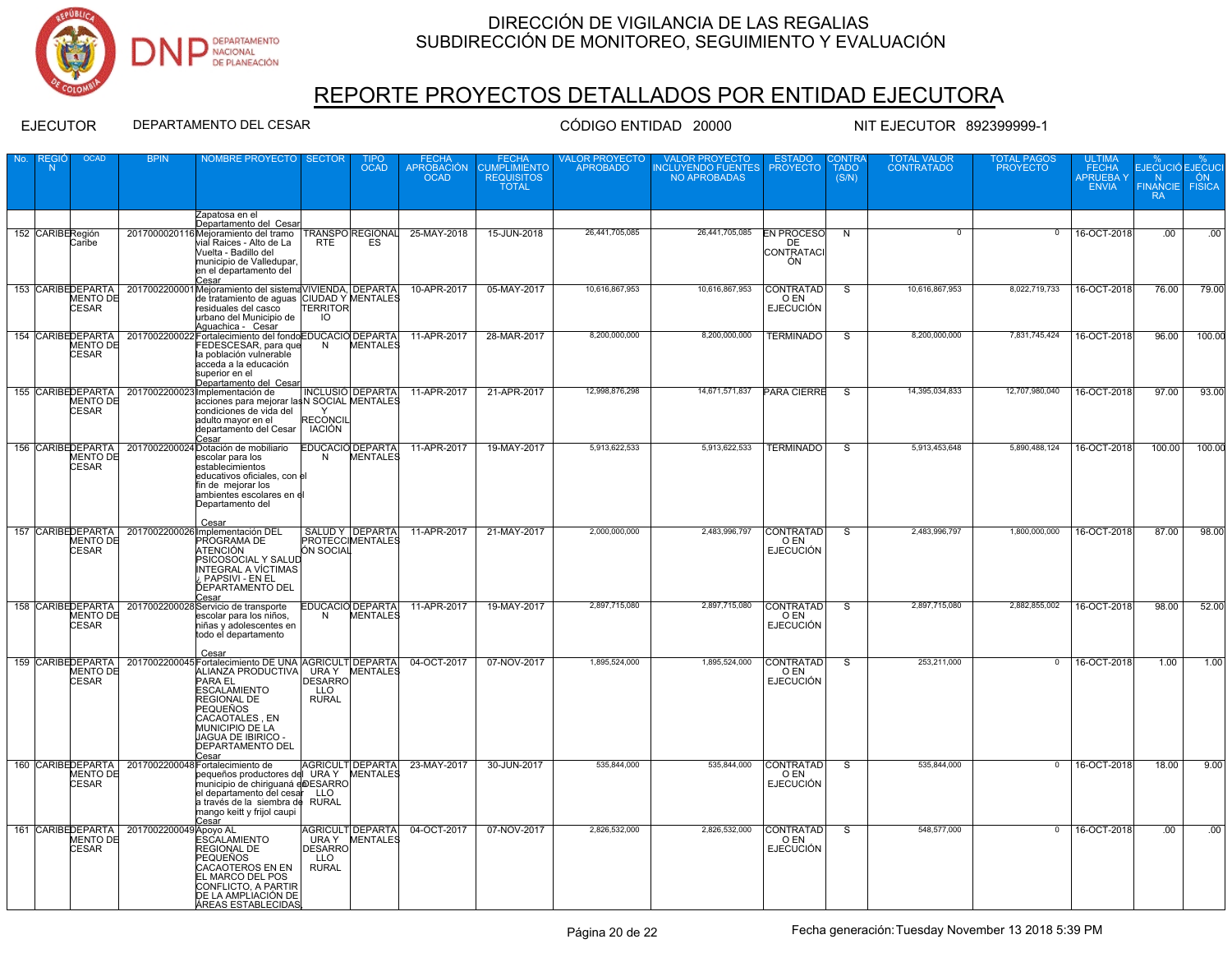# DIRECCIÓN DE VIGILANCIA DE LAS REGALIAS
## SUBDIRECCIÓN DE MONITOREO, SEGUIMIENTO Y EVALUACIÓN

# REPORTE PROYECTOS DETALLADOS POR ENTIDAD EJECUTORA

EJECUTOR DEPARTAMENTO DEL CESAR CÓDIGO ENTIDAD 20000 NIT EJECUTOR 892399999-1

| No. | REGIÓN | OCAD | BPIN | NOMBRE PROYECTO | SECTOR | TIPO OCAD | FECHA APROBACIÓN OCAD | FECHA CUMPLIMIENTO REQUISITOS TOTAL | VALOR PROYECTO APROBADO | VALOR PROYECTO INCLUYENDO FUENTES NO APROBADAS | ESTADO PROYECTO | CONTRATADO (S/N) | TOTAL VALOR CONTRATADO | TOTAL PAGOS PROYECTO | ULTIMA FECHA APRUEBA Y ENVIA | % EJECUCIÓN FINANCIERA | % EJECUCIÓN FISICA |
|---|---|---|---|---|---|---|---|---|---|---|---|---|---|---|---|---|---|
| | | | | Zapatosa en el Departamento del Cesar | | | | | | | | | | | | | |
| 152 | CARIBE | Región Caribe | 2017000020116 | Mejoramiento del tramo vial Raices - Alto de La Vuelta - Badillo del municipio de Valledupar, en el departamento del Cesar | TRANSPORTE | REGIONALES | 25-MAY-2018 | 15-JUN-2018 | 26,441,705,085 | 26,441,705,085 | EN PROCESO DE CONTRATACIÓN | N | 0 | 0 | 16-OCT-2018 | .00 | .00 |
| 153 | CARIBE | DEPARTAMENTO DE CESAR | 2017002200001 | Mejoramiento del sistema de tratamiento de aguas residuales del casco urbano del Municipio de Aguachica - Cesar | VIVIENDA, CIUDAD Y TERRITORIO | DEPARTAMENTALES | 10-APR-2017 | 05-MAY-2017 | 10,616,867,953 | 10,616,867,953 | CONTRATADO EN EJECUCIÓN | S | 10,616,867,953 | 8,022,719,733 | 16-OCT-2018 | 76.00 | 79.00 |
| 154 | CARIBE | DEPARTAMENTO DE CESAR | 2017002200022 | Fortalecimiento del fondo FEDESCESAR, para que la población vulnerable acceda a la educación superior en el Departamento del Cesar | EDUCACIÓN | DEPARTAMENTALES | 11-APR-2017 | 28-MAR-2017 | 8,200,000,000 | 8,200,000,000 | TERMINADO | S | 8,200,000,000 | 7,831,745,424 | 16-OCT-2018 | 96.00 | 100.00 |
| 155 | CARIBE | DEPARTAMENTO DE CESAR | 2017002200023 | Implementación de acciones para mejorar las condiciones de vida del adulto mayor en el departamento del Cesar Cesar | INCLUSIÓN SOCIAL Y RECONCILIACIÓN | DEPARTAMENTALES | 11-APR-2017 | 21-APR-2017 | 12,998,876,298 | 14,671,571,837 | PARA CIERRE | S | 14,395,034,833 | 12,707,980,040 | 16-OCT-2018 | 97.00 | 93.00 |
| 156 | CARIBE | DEPARTAMENTO DE CESAR | 2017002200024 | Dotación de mobiliario escolar para los establecimientos educativos oficiales, con el fin de mejorar los ambientes escolares en el Departamento del Cesar | EDUCACIÓN | DEPARTAMENTALES | 11-APR-2017 | 19-MAY-2017 | 5,913,622,533 | 5,913,622,533 | TERMINADO | S | 5,913,453,648 | 5,890,488,124 | 16-OCT-2018 | 100.00 | 100.00 |
| 157 | CARIBE | DEPARTAMENTO DE CESAR | 2017002200026 | Implementación DEL PROGRAMA DE ATENCIÓN PSICOSOCIAL Y SALUD INTEGRAL A VÍCTIMAS ¿ PAPSIVI - EN EL DEPARTAMENTO DEL Cesar | SALUD Y PROTECCIÓN SOCIAL | DEPARTAMENTALES | 11-APR-2017 | 21-MAY-2017 | 2,000,000,000 | 2,483,996,797 | CONTRATADO EN EJECUCIÓN | S | 2,483,996,797 | 1,800,000,000 | 16-OCT-2018 | 87.00 | 98.00 |
| 158 | CARIBE | DEPARTAMENTO DE CESAR | 2017002200028 | Servicio de transporte escolar para los niños, niñas y adolescentes en todo el departamento Cesar | EDUCACIÓN | DEPARTAMENTALES | 11-APR-2017 | 19-MAY-2017 | 2,897,715,080 | 2,897,715,080 | CONTRATADO EN EJECUCIÓN | S | 2,897,715,080 | 2,882,855,002 | 16-OCT-2018 | 98.00 | 52.00 |
| 159 | CARIBE | DEPARTAMENTO DE CESAR | 2017002200045 | Fortalecimiento DE UNA ALIANZA PRODUCTIVA PARA EL ESCALAMIENTO REGIONAL DE PEQUEÑOS CACAOTALES , EN MUNICIPIO DE LA JAGUA DE IBIRICO - DEPARTAMENTO DEL Cesar | AGRICULTURA Y DESARROLLO RURAL | DEPARTAMENTALES | 04-OCT-2017 | 07-NOV-2017 | 1,895,524,000 | 1,895,524,000 | CONTRATADO EN EJECUCIÓN | S | 253,211,000 | 0 | 16-OCT-2018 | 1.00 | 1.00 |
| 160 | CARIBE | DEPARTAMENTO DE CESAR | 2017002200048 | Fortalecimiento de pequeños productores del municipio de chiriguaná en el departamento del cesar a través de la siembra de mango keitt y frijol caupi Cesar | AGRICULTURA Y DESARROLLO RURAL | DEPARTAMENTALES | 23-MAY-2017 | 30-JUN-2017 | 535,844,000 | 535,844,000 | CONTRATADO EN EJECUCIÓN | S | 535,844,000 | 0 | 16-OCT-2018 | 18.00 | 9.00 |
| 161 | CARIBE | DEPARTAMENTO DE CESAR | 2017002200049 | Apoyo AL ESCALAMIENTO REGIONAL DE PEQUEÑOS CACAOTEROS EN EN EL MARCO DEL POS CONFLICTO, A PARTIR DE LA AMPLIACIÓN DE ÁREAS ESTABLECIDAS, | AGRICULTURA Y DESARROLLO RURAL | DEPARTAMENTALES | 04-OCT-2017 | 07-NOV-2017 | 2,826,532,000 | 2,826,532,000 | CONTRATADO EN EJECUCIÓN | S | 548,577,000 | 0 | 16-OCT-2018 | .00 | .00 |

Fecha generación: Tuesday November 13 2018 5:39 PM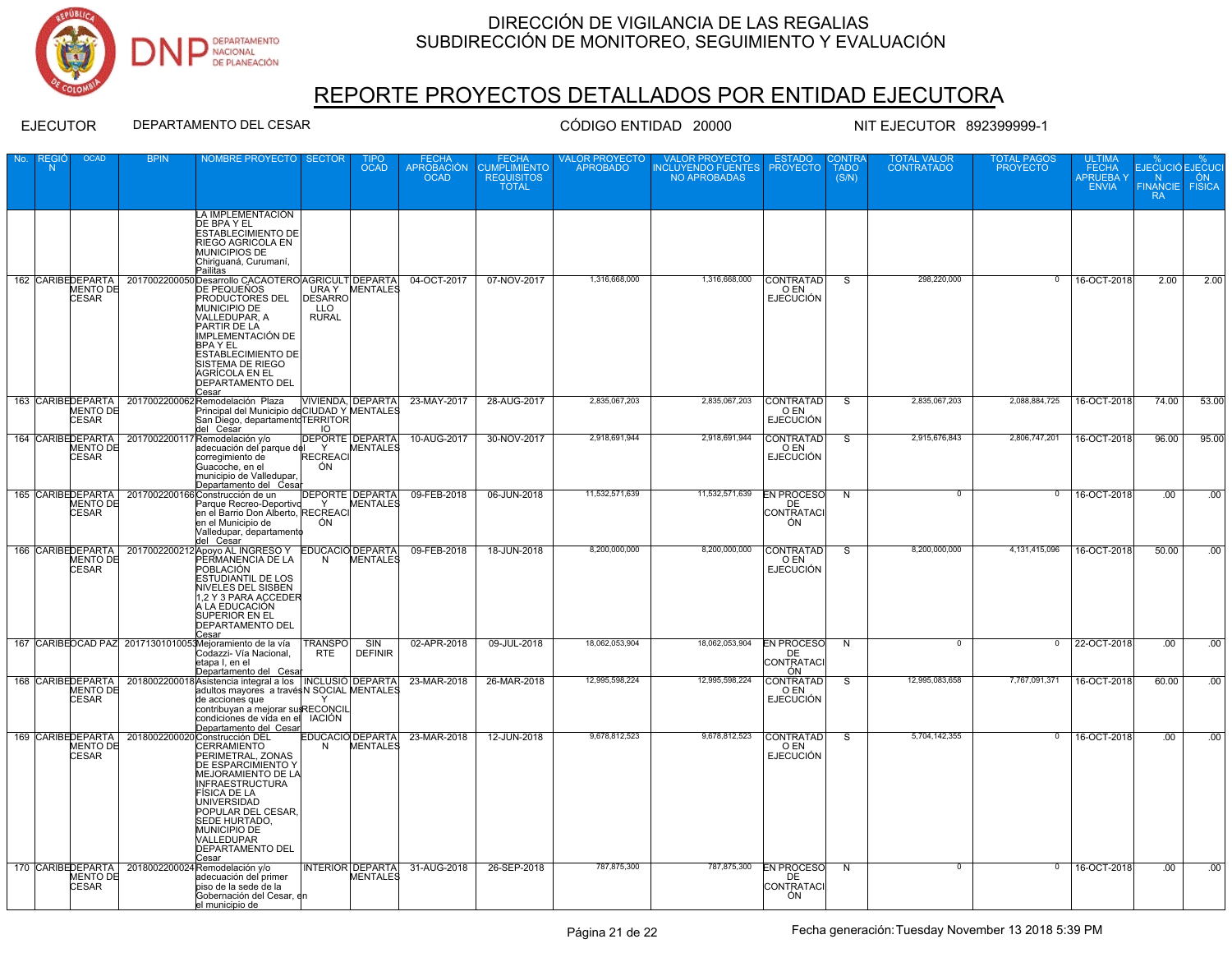DIRECCIÓN DE VIGILANCIA DE LAS REGALIAS
SUBDIRECCIÓN DE MONITOREO, SEGUIMIENTO Y EVALUACIÓN

# REPORTE PROYECTOS DETALLADOS POR ENTIDAD EJECUTORA

EJECUTOR DEPARTAMENTO DEL CESAR CÓDIGO ENTIDAD 20000 NIT EJECUTOR 892399999-1

| No. | REGIÓN | OCAD | BPIN | NOMBRE PROYECTO | SECTOR | TIPO OCAD | FECHA APROBACIÓN OCAD | FECHA CUMPLIMIENTO REQUISITOS TOTAL | VALOR PROYECTO APROBADO | VALOR PROYECTO INCLUYENDO FUENTES NO APROBADAS | ESTADO PROYECTO | CONTRATADO (S/N) | TOTAL VALOR CONTRATADO | TOTAL PAGOS PROYECTO | ULTIMA FECHA APRUEBA Y ENVIA | % EJECUCIÓN FINANCIERA | % EJECUCIÓN FISICA |
|---|---|---|---|---|---|---|---|---|---|---|---|---|---|---|---|---|---|
| | | | | LA IMPLEMENTACIÓN DE BPA Y EL ESTABLECIMIENTO DE RIEGO AGRICOLA EN MUNICIPIOS DE Chiriguaná, Curumaní, Pailitas | | | | | | | | | | | | | |
| 162 | CARIBE | DEPARTAMENTO DE CESAR | 2017002200050 | Desarrollo CACAOTERO DE PEQUEÑOS PRODUCTORES DEL MUNICIPIO DE VALLEDUPAR, A PARTIR DE LA IMPLEMENTACIÓN DE BPA Y EL ESTABLECIMIENTO DE SISTEMA DE RIEGO AGRÍCOLA EN EL DEPARTAMENTO DEL Cesar | AGRICULTURA Y DESARROLLO RURAL | DEPARTAMENTALES | 04-OCT-2017 | 07-NOV-2017 | 1,316,668,000 | 1,316,668,000 | CONTRATADO EN EJECUCIÓN | S | 298,220,000 | 0 | 16-OCT-2018 | 2.00 | 2.00 |
| 163 | CARIBE | DEPARTAMENTO DE CESAR | 2017002200062 | Remodelación Plaza Principal del Municipio de San Diego, departamento del Cesar | VIVIENDA, CIUDAD Y TERRITORIO | DEPARTAMENTALES | 23-MAY-2017 | 28-AUG-2017 | 2,835,067,203 | 2,835,067,203 | CONTRATADO EN EJECUCIÓN | S | 2,835,067,203 | 2,088,884,725 | 16-OCT-2018 | 74.00 | 53.00 |
| 164 | CARIBE | DEPARTAMENTO DE CESAR | 2017002200117 | Remodelación y/o adecuación del parque del corregimiento de Guacoche, en el municipio de Valledupar, Departamento del Cesar | DEPORTE Y RECREACIÓN | DEPARTAMENTALES | 10-AUG-2017 | 30-NOV-2017 | 2,918,691,944 | 2,918,691,944 | CONTRATADO EN EJECUCIÓN | S | 2,915,676,843 | 2,806,747,201 | 16-OCT-2018 | 96.00 | 95.00 |
| 165 | CARIBE | DEPARTAMENTO DE CESAR | 2017002200166 | Construcción de un Parque Recreo-Deportivo en el Barrio Don Alberto, en el Municipio de Valledupar, departamento del Cesar | DEPORTE Y RECREACIÓN | DEPARTAMENTALES | 09-FEB-2018 | 06-JUN-2018 | 11,532,571,639 | 11,532,571,639 | EN PROCESO DE CONTRATACIÓN | N | 0 | 0 | 16-OCT-2018 | .00 | .00 |
| 166 | CARIBE | DEPARTAMENTO DE CESAR | 2017002200212 | Apoyo AL INGRESO Y PERMANENCIA DE LA POBLACIÓN ESTUDIANTIL DE LOS NIVELES DEL SISBEN 1,2 Y 3 PARA ACCEDER A LA EDUCACIÓN SUPERIOR EN EL DEPARTAMENTO DEL Cesar | EDUCACIÓN | DEPARTAMENTALES | 09-FEB-2018 | 18-JUN-2018 | 8,200,000,000 | 8,200,000,000 | CONTRATADO EN EJECUCIÓN | S | 8,200,000,000 | 4,131,415,096 | 16-OCT-2018 | 50.00 | .00 |
| 167 | CARIBE | OCAD PAZ | 2017130101005​3 | Mejoramiento de la vía Codazzi- Vía Nacional, etapa I, en el Departamento del Cesar | TRANSPORTE | SIN DEFINIR | 02-APR-2018 | 09-JUL-2018 | 18,062,053,904 | 18,062,053,904 | EN PROCESO DE CONTRATACIÓN | N | 0 | 0 | 22-OCT-2018 | .00 | .00 |
| 168 | CARIBE | DEPARTAMENTO DE CESAR | 2018002200018 | Asistencia integral a los adultos mayores a través de acciones que contribuyan a mejorar sus condiciones de vida en el Departamento del Cesar | INCLUSIÓN SOCIAL Y RECONCILIACIÓN | DEPARTAMENTALES | 23-MAR-2018 | 26-MAR-2018 | 12,995,598,224 | 12,995,598,224 | CONTRATADO EN EJECUCIÓN | S | 12,995,083,658 | 7,767,091,371 | 16-OCT-2018 | 60.00 | .00 |
| 169 | CARIBE | DEPARTAMENTO DE CESAR | 2018002200020 | Construcción DEL CERRAMIENTO PERIMETRAL, ZONAS DE ESPARCIMIENTO Y MEJORAMIENTO DE LA INFRAESTRUCTURA FÍSICA DE LA UNIVERSIDAD POPULAR DEL CESAR, SEDE HURTADO, MUNICIPIO DE VALLEDUPAR DEPARTAMENTO DEL Cesar | EDUCACIÓN | DEPARTAMENTALES | 23-MAR-2018 | 12-JUN-2018 | 9,678,812,523 | 9,678,812,523 | CONTRATADO EN EJECUCIÓN | S | 5,704,142,355 | 0 | 16-OCT-2018 | .00 | .00 |
| 170 | CARIBE | DEPARTAMENTO DE CESAR | 2018002200024 | Remodelación y/o adecuación del primer piso de la sede de la Gobernación del Cesar, en el municipio de | INTERIOR | DEPARTAMENTALES | 31-AUG-2018 | 26-SEP-2018 | 787,875,300 | 787,875,300 | EN PROCESO DE CONTRATACIÓN | N | 0 | 0 | 16-OCT-2018 | .00 | .00 |

Fecha generación: Tuesday November 13 2018 5:39 PM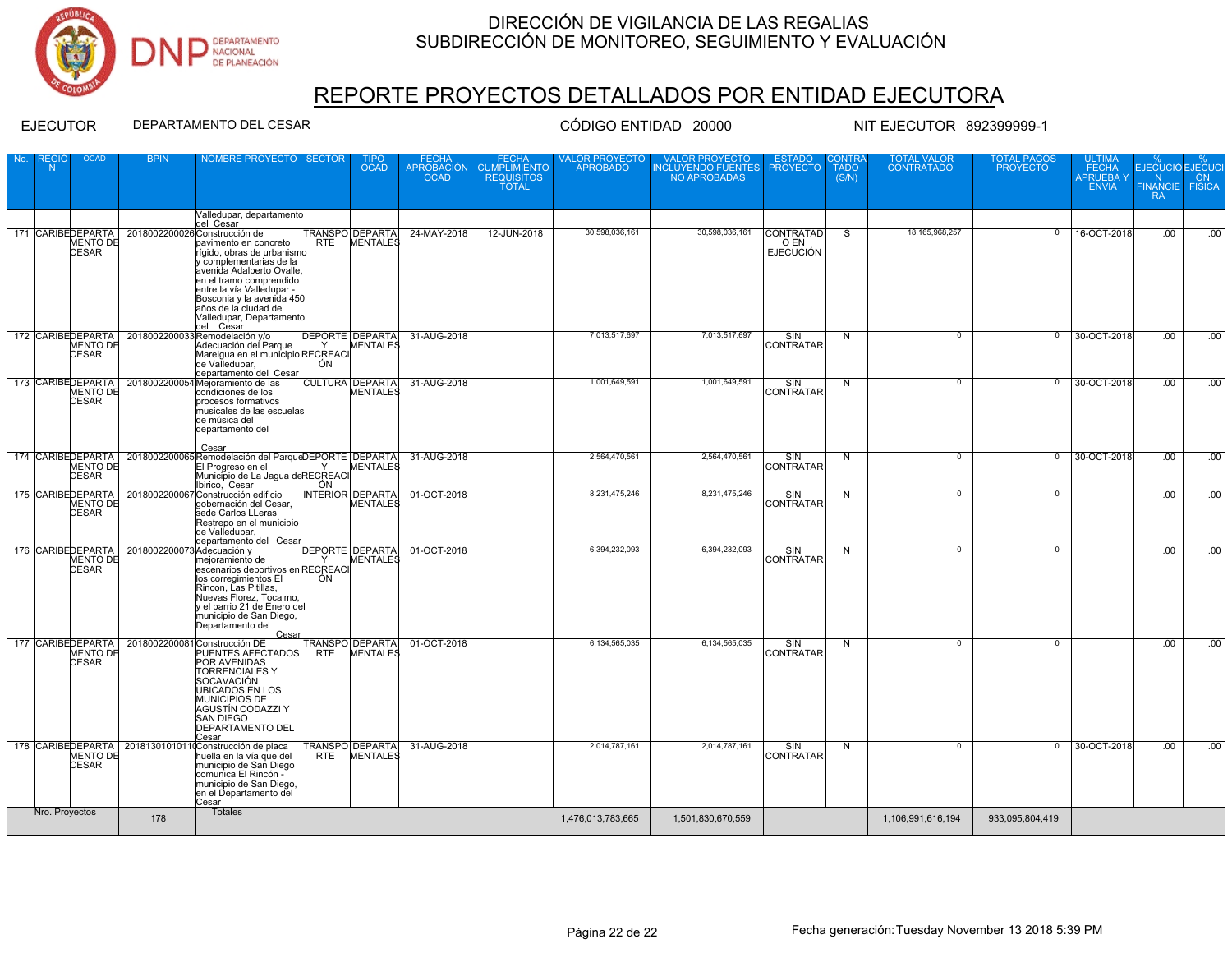DIRECCIÓN DE VIGILANCIA DE LAS REGALIAS
SUBDIRECCIÓN DE MONITOREO, SEGUIMIENTO Y EVALUACIÓN

# REPORTE PROYECTOS DETALLADOS POR ENTIDAD EJECUTORA

EJECUTOR DEPARTAMENTO DEL CESAR | CÓDIGO ENTIDAD 20000 | NIT EJECUTOR 892399999-1

| No. | REGIÓN | OCAD | BPIN | NOMBRE PROYECTO | SECTOR | TIPO OCAD | FECHA APROBACIÓN OCAD | FECHA CUMPLIMIENTO REQUISITOS TOTAL | VALOR PROYECTO APROBADO | VALOR PROYECTO INCLUYENDO FUENTES NO APROBADAS | ESTADO PROYECTO | CONTRATADO (S/N) | TOTAL VALOR CONTRATADO | TOTAL PAGOS PROYECTO | ULTIMA FECHA APRUEBA Y ENVIA | % EJECUCIÓN FINANCIERA | % EJECUCIÓN FISICA |
|---|---|---|---|---|---|---|---|---|---|---|---|---|---|---|---|---|---|
| | | | | Valledupar, departamento del Cesar | | | | | | | | | | | | | |
| 171 | CARIBE | DEPARTAMENTO DE CESAR | 2018002200026 | Construcción de pavimento en concreto rígido, obras de urbanismo y complementarias de la avenida Adalberto Ovalle, en el tramo comprendido entre la vía Valledupar - Bosconia y la avenida 450 años de la ciudad de Valledupar, Departamento del Cesar | TRANSPORTE | DEPARTAMENTALES | 24-MAY-2018 | 12-JUN-2018 | 30,598,036,161 | 30,598,036,161 | CONTRATADO EN EJECUCIÓN | S | 18,165,968,257 | 0 | 16-OCT-2018 | .00 | .00 |
| 172 | CARIBE | DEPARTAMENTO DE CESAR | 2018002200033 | Remodelación y/o Adecuación del Parque Mareigua en el municipio de Valledupar, departamento del Cesar | DEPORTE Y RECREACIÓN | DEPARTAMENTALES | 31-AUG-2018 | | 7,013,517,697 | 7,013,517,697 | SIN CONTRATAR | N | 0 | 0 | 30-OCT-2018 | .00 | .00 |
| 173 | CARIBE | DEPARTAMENTO DE CESAR | 2018002200054 | Mejoramiento de las condiciones de los procesos formativos musicales de las escuelas de música del departamento del Cesar | CULTURA | DEPARTAMENTALES | 31-AUG-2018 | | 1,001,649,591 | 1,001,649,591 | SIN CONTRATAR | N | 0 | 0 | 30-OCT-2018 | .00 | .00 |
| 174 | CARIBE | DEPARTAMENTO DE CESAR | 2018002200065 | Remodelación del Parque El Progreso en el Municipio de La Jagua de Ibirico, Cesar | DEPORTE Y RECREACIÓN | DEPARTAMENTALES | 31-AUG-2018 | | 2,564,470,561 | 2,564,470,561 | SIN CONTRATAR | N | 0 | 0 | 30-OCT-2018 | .00 | .00 |
| 175 | CARIBE | DEPARTAMENTO DE CESAR | 2018002200067 | Construcción edificio gobernación del Cesar, sede Carlos LLeras Restrepo en el municipio de Valledupar, departamento del Cesar | INTERIOR | DEPARTAMENTALES | 01-OCT-2018 | | 8,231,475,246 | 8,231,475,246 | SIN CONTRATAR | N | 0 | 0 | | .00 | .00 |
| 176 | CARIBE | DEPARTAMENTO DE CESAR | 2018002200073 | Adecuación y mejoramiento de escenarios deportivos en los corregimientos El Rincon, Las Pitillas, Nuevas Florez, Tocaimo, y el barrio 21 de Enero del municipio de San Diego, Departamento del Cesar | DEPORTE Y RECREACIÓN | DEPARTAMENTALES | 01-OCT-2018 | | 6,394,232,093 | 6,394,232,093 | SIN CONTRATAR | N | 0 | 0 | | .00 | .00 |
| 177 | CARIBE | DEPARTAMENTO DE CESAR | 2018002200081 | Construcción DE PUENTES AFECTADOS POR AVENIDAS TORRENCIALES Y SOCAVACIÓN UBICADOS EN LOS MUNICIPIOS DE AGUSTÍN CODAZZI Y SAN DIEGO DEPARTAMENTO DEL Cesar | TRANSPORTE | DEPARTAMENTALES | 01-OCT-2018 | | 6,134,565,035 | 6,134,565,035 | SIN CONTRATAR | N | 0 | 0 | | .00 | .00 |
| 178 | CARIBE | DEPARTAMENTO DE CESAR | 20181301010110 | Construcción de placa huella en la vía que del municipio de San Diego comunica El Rincón - municipio de San Diego, en el Departamento del Cesar | TRANSPORTE | DEPARTAMENTALES | 31-AUG-2018 | | 2,014,787,161 | 2,014,787,161 | SIN CONTRATAR | N | 0 | 0 | 30-OCT-2018 | .00 | .00 |
| Nro. Proyectos | | | 178 | Totales | | | | | 1,476,013,783,665 | 1,501,830,670,559 | | | 1,106,991,616,194 | 933,095,804,419 | | | |

Fecha generación: Tuesday November 13 2018 5:39 PM